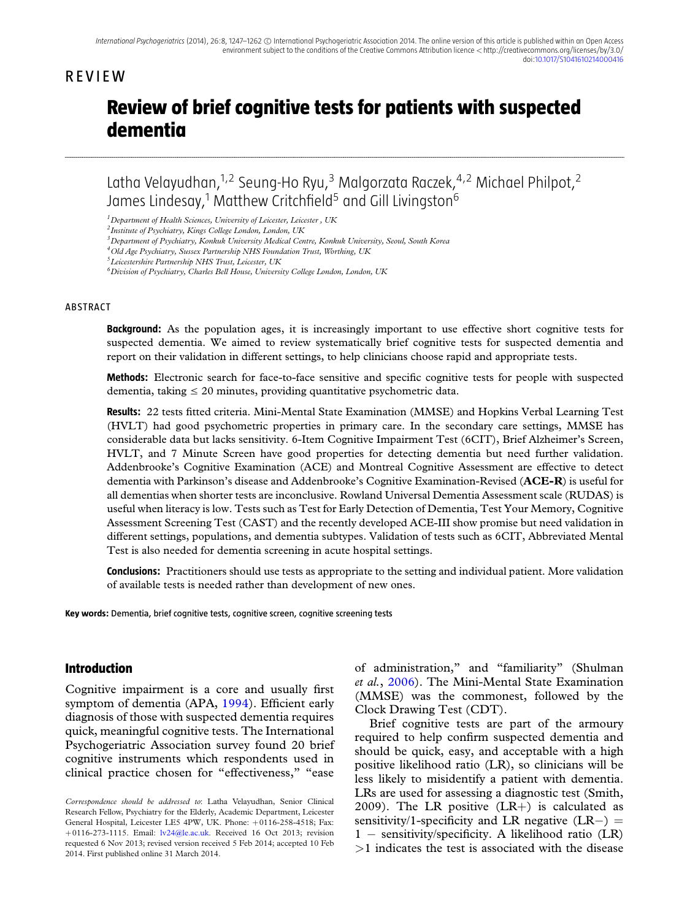REVIEW

# Review of brief cognitive tests for patients with suspected dementia

Latha Velayudhan,[1,2] Seung-Ho Ryu,[3] Malgorzata Raczek,[4,2] Michael Philpot,[2] James Lindesay,[1] Matthew Critchfield[5] and Gill Livingston[6]

[1] *Department of Health Sciences, University of Leicester, Leicester , UK*
[2] *Institute of Psychiatry, Kings College London, London, UK*
[3] *Department of Psychiatry, Konkuk University Medical Centre, Konkuk University, Seoul, South Korea*
[4] *Old Age Psychiatry, Sussex Partnership NHS Foundation Trust, Worthing, UK*
[5] *Leicestershire Partnership NHS Trust, Leicester, UK*
[6] *Division of Psychiatry, Charles Bell House, University College London, London, UK*

## ABSTRACT

**Background:** As the population ages, it is increasingly important to use effective short cognitive tests for suspected dementia. We aimed to review systematically brief cognitive tests for suspected dementia and report on their validation in different settings, to help clinicians choose rapid and appropriate tests.

**Methods:** Electronic search for face-to-face sensitive and specific cognitive tests for people with suspected dementia, taking ≤ 20 minutes, providing quantitative psychometric data.

**Results:** 22 tests fitted criteria. Mini-Mental State Examination (MMSE) and Hopkins Verbal Learning Test (HVLT) had good psychometric properties in primary care. In the secondary care settings, MMSE has considerable data but lacks sensitivity. 6-Item Cognitive Impairment Test (6CIT), Brief Alzheimer's Screen, HVLT, and 7 Minute Screen have good properties for detecting dementia but need further validation. Addenbrooke's Cognitive Examination (ACE) and Montreal Cognitive Assessment are effective to detect dementia with Parkinson's disease and Addenbrooke's Cognitive Examination-Revised (**ACE-R**) is useful for all dementias when shorter tests are inconclusive. Rowland Universal Dementia Assessment scale (RUDAS) is useful when literacy is low. Tests such as Test for Early Detection of Dementia, Test Your Memory, Cognitive Assessment Screening Test (CAST) and the recently developed ACE-III show promise but need validation in different settings, populations, and dementia subtypes. Validation of tests such as 6CIT, Abbreviated Mental Test is also needed for dementia screening in acute hospital settings.

**Conclusions:** Practitioners should use tests as appropriate to the setting and individual patient. More validation of available tests is needed rather than development of new ones.

**Key words:** Dementia, brief cognitive tests, cognitive screen, cognitive screening tests

## Introduction

Cognitive impairment is a core and usually first symptom of dementia (APA, 1994). Efficient early diagnosis of those with suspected dementia requires quick, meaningful cognitive tests. The International Psychogeriatric Association survey found 20 brief cognitive instruments which respondents used in clinical practice chosen for "effectiveness," "ease of administration," and "familiarity" (Shulman *et al.*, 2006). The Mini-Mental State Examination (MMSE) was the commonest, followed by the Clock Drawing Test (CDT).

Brief cognitive tests are part of the armoury required to help confirm suspected dementia and should be quick, easy, and acceptable with a high positive likelihood ratio (LR), so clinicians will be less likely to misidentify a patient with dementia. LRs are used for assessing a diagnostic test (Smith, 2009). The LR positive (LR+) is calculated as sensitivity/1-specificity and LR negative (LR−) = 1 − sensitivity/specificity. A likelihood ratio (LR) >1 indicates the test is associated with the disease

*Correspondence should be addressed to*: Latha Velayudhan, Senior Clinical Research Fellow, Psychiatry for the Elderly, Academic Department, Leicester General Hospital, Leicester LE5 4PW, UK. Phone: +0116-258-4518; Fax: +0116-273-1115. Email: lv24@le.ac.uk. Received 16 Oct 2013; revision requested 6 Nov 2013; revised version received 5 Feb 2014; accepted 10 Feb 2014. First published online 31 March 2014.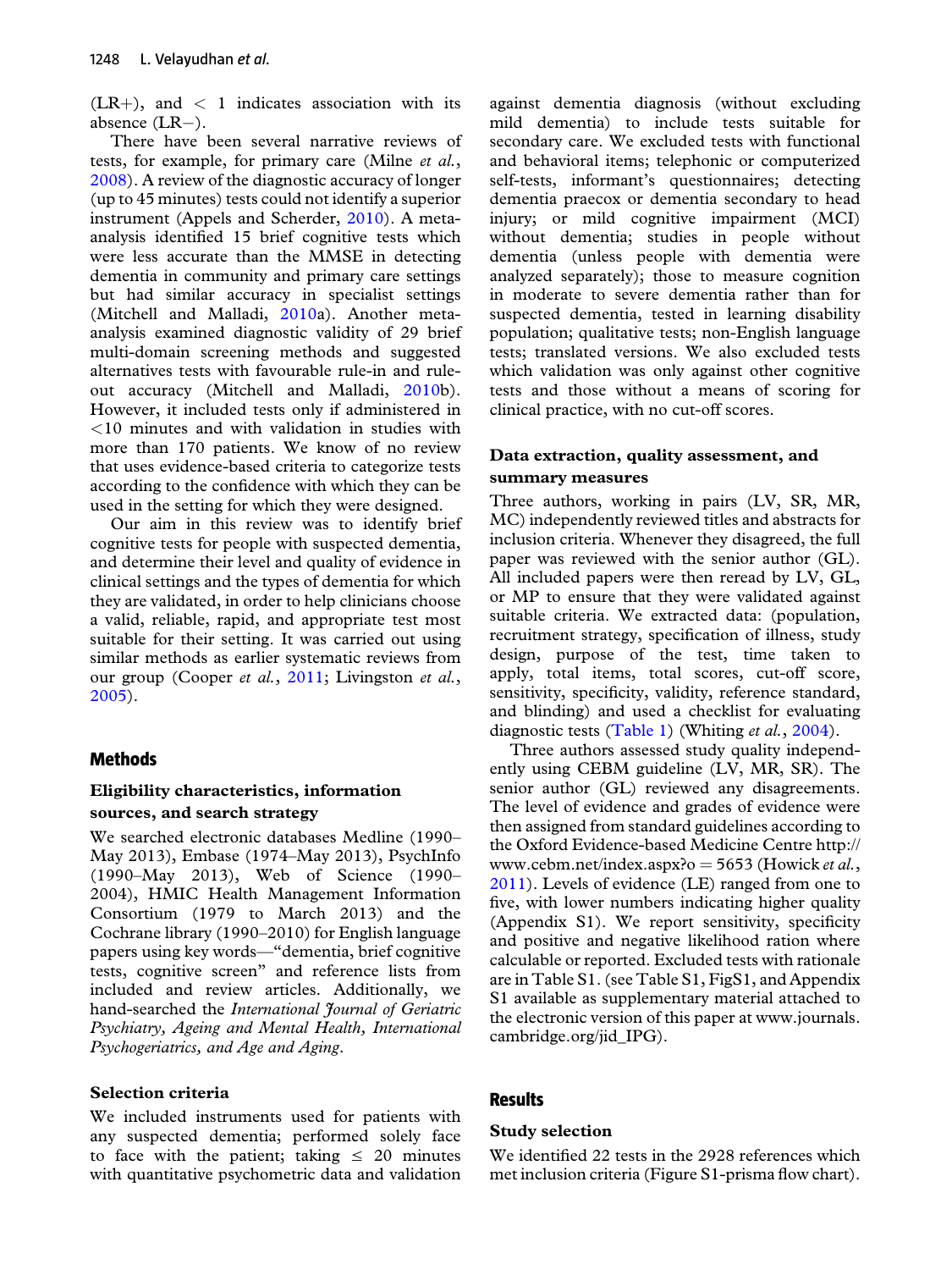(LR+), and < 1 indicates association with its absence (LR−).

There have been several narrative reviews of tests, for example, for primary care (Milne *et al.*, 2008). A review of the diagnostic accuracy of longer (up to 45 minutes) tests could not identify a superior instrument (Appels and Scherder, 2010). A meta-analysis identified 15 brief cognitive tests which were less accurate than the MMSE in detecting dementia in community and primary care settings but had similar accuracy in specialist settings (Mitchell and Malladi, 2010a). Another meta-analysis examined diagnostic validity of 29 brief multi-domain screening methods and suggested alternatives tests with favourable rule-in and rule-out accuracy (Mitchell and Malladi, 2010b). However, it included tests only if administered in <10 minutes and with validation in studies with more than 170 patients. We know of no review that uses evidence-based criteria to categorize tests according to the confidence with which they can be used in the setting for which they were designed.

Our aim in this review was to identify brief cognitive tests for people with suspected dementia, and determine their level and quality of evidence in clinical settings and the types of dementia for which they are validated, in order to help clinicians choose a valid, reliable, rapid, and appropriate test most suitable for their setting. It was carried out using similar methods as earlier systematic reviews from our group (Cooper *et al.*, 2011; Livingston *et al.*, 2005).

## Methods

### Eligibility characteristics, information sources, and search strategy

We searched electronic databases Medline (1990–May 2013), Embase (1974–May 2013), PsychInfo (1990–May 2013), Web of Science (1990–2004), HMIC Health Management Information Consortium (1979 to March 2013) and the Cochrane library (1990–2010) for English language papers using key words—"dementia, brief cognitive tests, cognitive screen" and reference lists from included and review articles. Additionally, we hand-searched the *International Journal of Geriatric Psychiatry, Ageing and Mental Health, International Psychogeriatrics, and Age and Aging*.

### Selection criteria

We included instruments used for patients with any suspected dementia; performed solely face to face with the patient; taking ≤ 20 minutes with quantitative psychometric data and validation against dementia diagnosis (without excluding mild dementia) to include tests suitable for secondary care. We excluded tests with functional and behavioral items; telephonic or computerized self-tests, informant's questionnaires; detecting dementia praecox or dementia secondary to head injury; or mild cognitive impairment (MCI) without dementia; studies in people without dementia (unless people with dementia were analyzed separately); those to measure cognition in moderate to severe dementia rather than for suspected dementia, tested in learning disability population; qualitative tests; non-English language tests; translated versions. We also excluded tests which validation was only against other cognitive tests and those without a means of scoring for clinical practice, with no cut-off scores.

### Data extraction, quality assessment, and summary measures

Three authors, working in pairs (LV, SR, MR, MC) independently reviewed titles and abstracts for inclusion criteria. Whenever they disagreed, the full paper was reviewed with the senior author (GL). All included papers were then reread by LV, GL, or MP to ensure that they were validated against suitable criteria. We extracted data: (population, recruitment strategy, specification of illness, study design, purpose of the test, time taken to apply, total items, total scores, cut-off score, sensitivity, specificity, validity, reference standard, and blinding) and used a checklist for evaluating diagnostic tests (Table 1) (Whiting *et al.*, 2004).

Three authors assessed study quality independently using CEBM guideline (LV, MR, SR). The senior author (GL) reviewed any disagreements. The level of evidence and grades of evidence were then assigned from standard guidelines according to the Oxford Evidence-based Medicine Centre http://www.cebm.net/index.aspx?o = 5653 (Howick *et al.*, 2011). Levels of evidence (LE) ranged from one to five, with lower numbers indicating higher quality (Appendix S1). We report sensitivity, specificity and positive and negative likelihood ration where calculable or reported. Excluded tests with rationale are in Table S1. (see Table S1, FigS1, and Appendix S1 available as supplementary material attached to the electronic version of this paper at www.journals.cambridge.org/jid_IPG).

## Results

### Study selection

We identified 22 tests in the 2928 references which met inclusion criteria (Figure S1-prisma flow chart).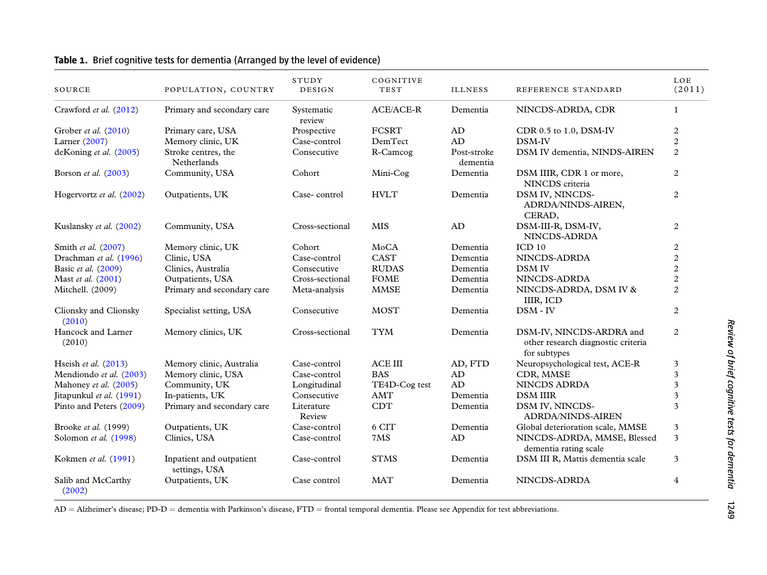**Table 1.** Brief cognitive tests for dementia (Arranged by the level of evidence)

| SOURCE | POPULATION, COUNTRY | STUDY DESIGN | COGNITIVE TEST | ILLNESS | REFERENCE STANDARD | LOE (2011) |
|---|---|---|---|---|---|---|
| Crawford *et al.* (2012) | Primary and secondary care | Systematic review | ACE/ACE-R | Dementia | NINCDS-ADRDA, CDR | 1 |
| Grober *et al.* (2010) | Primary care, USA | Prospective | FCSRT | AD | CDR 0.5 to 1.0, DSM-IV | 2 |
| Larner (2007) | Memory clinic, UK | Case-control | DemTect | AD | DSM-IV | 2 |
| deKoning *et al.* (2005) | Stroke centres, the Netherlands | Consecutive | R-Camcog | Post-stroke dementia | DSM IV dementia, NINDS-AIREN | 2 |
| Borson *et al.* (2003) | Community, USA | Cohort | Mini-Cog | Dementia | DSM IIIR, CDR 1 or more, NINCDS criteria | 2 |
| Hogervortz *et al.* (2002) | Outpatients, UK | Case- control | HVLT | Dementia | DSM IV, NINCDS-ADRDA/NINDS-AIREN, CERAD, | 2 |
| Kuslansky *et al.* (2002) | Community, USA | Cross-sectional | MIS | AD | DSM-III-R, DSM-IV, NINCDS-ADRDA | 2 |
| Smith *et al.* (2007) | Memory clinic, UK | Cohort | MoCA | Dementia | ICD 10 | 2 |
| Drachman *et al.* (1996) | Clinic, USA | Case-control | CAST | Dementia | NINCDS-ADRDA | 2 |
| Basic *et al.* (2009) | Clinics, Australia | Consecutive | RUDAS | Dementia | DSM IV | 2 |
| Mast *et al.* (2001) | Outpatients, USA | Cross-sectional | FOME | Dementia | NINCDS-ADRDA | 2 |
| Mitchell. (2009) | Primary and secondary care | Meta-analysis | MMSE | Dementia | NINCDS-ADRDA, DSM IV & IIIR, ICD | 2 |
| Clionsky and Clionsky (2010) | Specialist setting, USA | Consecutive | MOST | Dementia | DSM - IV | 2 |
| Hancock and Larner (2010) | Memory clinics, UK | Cross-sectional | TYM | Dementia | DSM-IV, NINCDS-ARDRA and other research diagnostic criteria for subtypes | 2 |
| Hseish *et al.* (2013) | Memory clinic, Australia | Case-control | ACE III | AD, FTD | Neuropsychological test, ACE-R | 3 |
| Mendiondo *et al.* (2003) | Memory clinic, USA | Case-control | BAS | AD | CDR, MMSE | 3 |
| Mahoney *et al.* (2005) | Community, UK | Longitudinal | TE4D-Cog test | AD | NINCDS ADRDA | 3 |
| Jitapunkul *et al.* (1991) | In-patients, UK | Consecutive | AMT | Dementia | DSM IIIR | 3 |
| Pinto and Peters (2009) | Primary and secondary care | Literature Review | CDT | Dementia | DSM IV, NINCDS-ADRDA/NINDS-AIREN | 3 |
| Brooke *et al.* (1999) | Outpatients, UK | Case-control | 6 CIT | Dementia | Global deterioration scale, MMSE | 3 |
| Solomon *et al.* (1998) | Clinics, USA | Case-control | 7MS | AD | NINCDS-ADRDA, MMSE, Blessed dementia rating scale | 3 |
| Kokmen *et al.* (1991) | Inpatient and outpatient settings, USA | Case-control | STMS | Dementia | DSM III R, Mattis dementia scale | 3 |
| Salib and McCarthy (2002) | Outpatients, UK | Case control | MAT | Dementia | NINCDS-ADRDA | 4 |

AD = Alzheimer's disease; PD-D = dementia with Parkinson's disease, FTD = frontal temporal dementia. Please see Appendix for test abbreviations.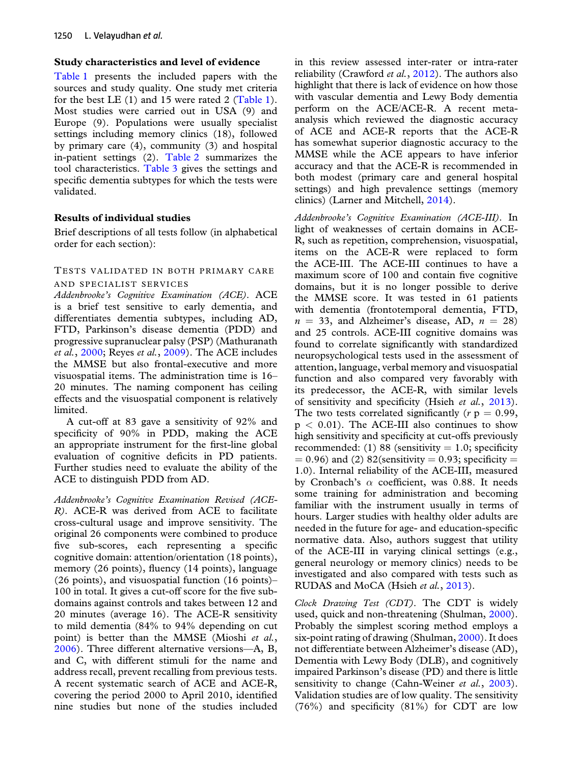### Study characteristics and level of evidence

Table 1 presents the included papers with the sources and study quality. One study met criteria for the best LE (1) and 15 were rated 2 (Table 1). Most studies were carried out in USA (9) and Europe (9). Populations were usually specialist settings including memory clinics (18), followed by primary care (4), community (3) and hospital in-patient settings (2). Table 2 summarizes the tool characteristics. Table 3 gives the settings and specific dementia subtypes for which the tests were validated.

### Results of individual studies

Brief descriptions of all tests follow (in alphabetical order for each section):

#### Tests validated in both primary care and specialist services

*Addenbrooke's Cognitive Examination (ACE)*. ACE is a brief test sensitive to early dementia, and differentiates dementia subtypes, including AD, FTD, Parkinson's disease dementia (PDD) and progressive supranuclear palsy (PSP) (Mathuranath *et al.*, 2000; Reyes *et al.*, 2009). The ACE includes the MMSE but also frontal-executive and more visuospatial items. The administration time is 16–20 minutes. The naming component has ceiling effects and the visuospatial component is relatively limited.

A cut-off at 83 gave a sensitivity of 92% and specificity of 90% in PDD, making the ACE an appropriate instrument for the first-line global evaluation of cognitive deficits in PD patients. Further studies need to evaluate the ability of the ACE to distinguish PDD from AD.

*Addenbrooke's Cognitive Examination Revised (ACE-R)*. ACE-R was derived from ACE to facilitate cross-cultural usage and improve sensitivity. The original 26 components were combined to produce five sub-scores, each representing a specific cognitive domain: attention/orientation (18 points), memory (26 points), fluency (14 points), language (26 points), and visuospatial function (16 points)–100 in total. It gives a cut-off score for the five sub-domains against controls and takes between 12 and 20 minutes (average 16). The ACE-R sensitivity to mild dementia (84% to 94% depending on cut point) is better than the MMSE (Mioshi *et al.*, 2006). Three different alternative versions—A, B, and C, with different stimuli for the name and address recall, prevent recalling from previous tests. A recent systematic search of ACE and ACE-R, covering the period 2000 to April 2010, identified nine studies but none of the studies included in this review assessed inter-rater or intra-rater reliability (Crawford *et al.*, 2012). The authors also highlight that there is lack of evidence on how those with vascular dementia and Lewy Body dementia perform on the ACE/ACE-R. A recent meta-analysis which reviewed the diagnostic accuracy of ACE and ACE-R reports that the ACE-R has somewhat superior diagnostic accuracy to the MMSE while the ACE appears to have inferior accuracy and that the ACE-R is recommended in both modest (primary care and general hospital settings) and high prevalence settings (memory clinics) (Larner and Mitchell, 2014).

*Addenbrooke's Cognitive Examination (ACE-III)*. In light of weaknesses of certain domains in ACE-R, such as repetition, comprehension, visuospatial, items on the ACE-R were replaced to form the ACE-III. The ACE-III continues to have a maximum score of 100 and contain five cognitive domains, but it is no longer possible to derive the MMSE score. It was tested in 61 patients with dementia (frontotemporal dementia, FTD, $n = 33$, and Alzheimer's disease, AD, $n = 28$) and 25 controls. ACE-III cognitive domains was found to correlate significantly with standardized neuropsychological tests used in the assessment of attention, language, verbal memory and visuospatial function and also compared very favorably with its predecessor, the ACE-R, with similar levels of sensitivity and specificity (Hsieh *et al.*, 2013). The two tests correlated significantly ($r$ p $= 0.99$, $p < 0.01$). The ACE-III also continues to show high sensitivity and specificity at cut-offs previously recommended: (1) 88 (sensitivity = 1.0; specificity = 0.96) and (2) 82(sensitivity = 0.93; specificity = 1.0). Internal reliability of the ACE-III, measured by Cronbach's $\alpha$ coefficient, was 0.88. It needs some training for administration and becoming familiar with the instrument usually in terms of hours. Larger studies with healthy older adults are needed in the future for age- and education-specific normative data. Also, authors suggest that utility of the ACE-III in varying clinical settings (e.g., general neurology or memory clinics) needs to be investigated and also compared with tests such as RUDAS and MoCA (Hsieh *et al.*, 2013).

*Clock Drawing Test (CDT)*. The CDT is widely used, quick and non-threatening (Shulman, 2000). Probably the simplest scoring method employs a six-point rating of drawing (Shulman, 2000). It does not differentiate between Alzheimer's disease (AD), Dementia with Lewy Body (DLB), and cognitively impaired Parkinson's disease (PD) and there is little sensitivity to change (Cahn-Weiner *et al.*, 2003). Validation studies are of low quality. The sensitivity (76%) and specificity (81%) for CDT are low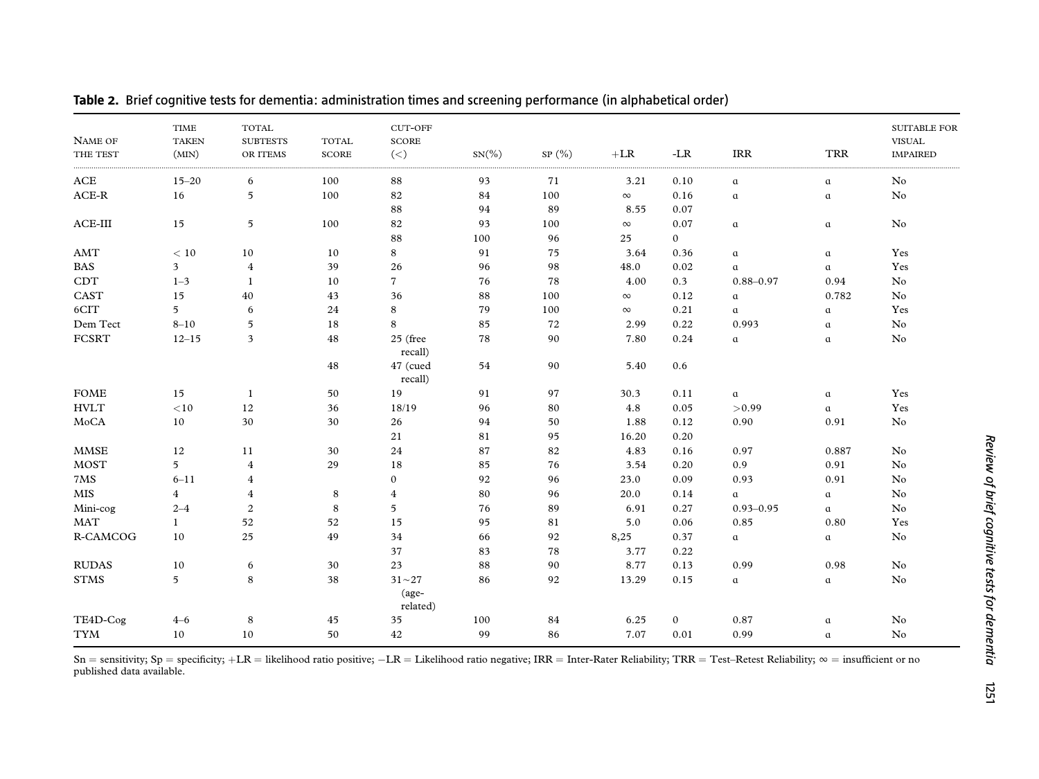**Table 2.** Brief cognitive tests for dementia: administration times and screening performance (in alphabetical order)

| Name of the test | Time taken (min) | Total subtests or items | Total score | Cut-off score (<) | Sn(%) | Sp (%) | +LR | -LR | IRR | TRR | Suitable for visual impaired |
|---|---|---|---|---|---|---|---|---|---|---|---|
| ACE | 15–20 | 6 | 100 | 88 | 93 | 71 | 3.21 | 0.10 | a | a | No |
| ACE-R | 16 | 5 | 100 | 82 | 84 | 100 | ∞ | 0.16 | a | a | No |
| | | | | 88 | 94 | 89 | 8.55 | 0.07 | | | |
| ACE-III | 15 | 5 | 100 | 82 | 93 | 100 | ∞ | 0.07 | a | a | No |
| | | | | 88 | 100 | 96 | 25 | 0 | | | |
| AMT | < 10 | 10 | 10 | 8 | 91 | 75 | 3.64 | 0.36 | a | a | Yes |
| BAS | 3 | 4 | 39 | 26 | 96 | 98 | 48.0 | 0.02 | a | a | Yes |
| CDT | 1–3 | 1 | 10 | 7 | 76 | 78 | 4.00 | 0.3 | 0.88–0.97 | 0.94 | No |
| CAST | 15 | 40 | 43 | 36 | 88 | 100 | ∞ | 0.12 | a | 0.782 | No |
| 6CIT | 5 | 6 | 24 | 8 | 79 | 100 | ∞ | 0.21 | a | a | Yes |
| Dem Tect | 8–10 | 5 | 18 | 8 | 85 | 72 | 2.99 | 0.22 | 0.993 | a | No |
| FCSRT | 12–15 | 3 | 48 | 25 (free recall) | 78 | 90 | 7.80 | 0.24 | a | a | No |
| | | | 48 | 47 (cued recall) | 54 | 90 | 5.40 | 0.6 | | | |
| FOME | 15 | 1 | 50 | 19 | 91 | 97 | 30.3 | 0.11 | a | a | Yes |
| HVLT | <10 | 12 | 36 | 18/19 | 96 | 80 | 4.8 | 0.05 | >0.99 | a | Yes |
| MoCA | 10 | 30 | 30 | 26 | 94 | 50 | 1.88 | 0.12 | 0.90 | 0.91 | No |
| | | | | 21 | 81 | 95 | 16.20 | 0.20 | | | |
| MMSE | 12 | 11 | 30 | 24 | 87 | 82 | 4.83 | 0.16 | 0.97 | 0.887 | No |
| MOST | 5 | 4 | 29 | 18 | 85 | 76 | 3.54 | 0.20 | 0.9 | 0.91 | No |
| 7MS | 6–11 | 4 | | 0 | 92 | 96 | 23.0 | 0.09 | 0.93 | 0.91 | No |
| MIS | 4 | 4 | 8 | 4 | 80 | 96 | 20.0 | 0.14 | a | a | No |
| Mini-cog | 2–4 | 2 | 8 | 5 | 76 | 89 | 6.91 | 0.27 | 0.93–0.95 | a | No |
| MAT | 1 | 52 | 52 | 15 | 95 | 81 | 5.0 | 0.06 | 0.85 | 0.80 | Yes |
| R-CAMCOG | 10 | 25 | 49 | 34 | 66 | 92 | 8,25 | 0.37 | a | a | No |
| | | | | 37 | 83 | 78 | 3.77 | 0.22 | | | |
| RUDAS | 10 | 6 | 30 | 23 | 88 | 90 | 8.77 | 0.13 | 0.99 | 0.98 | No |
| STMS | 5 | 8 | 38 | 31∼27 (age-related) | 86 | 92 | 13.29 | 0.15 | a | a | No |
| TE4D-Cog | 4–6 | 8 | 45 | 35 | 100 | 84 | 6.25 | 0 | 0.87 | a | No |
| TYM | 10 | 10 | 50 | 42 | 99 | 86 | 7.07 | 0.01 | 0.99 | a | No |

Sn = sensitivity; Sp = specificity; +LR = likelihood ratio positive; −LR = Likelihood ratio negative; IRR = Inter-Rater Reliability; TRR = Test–Retest Reliability; ∞ = insufficient or no published data available.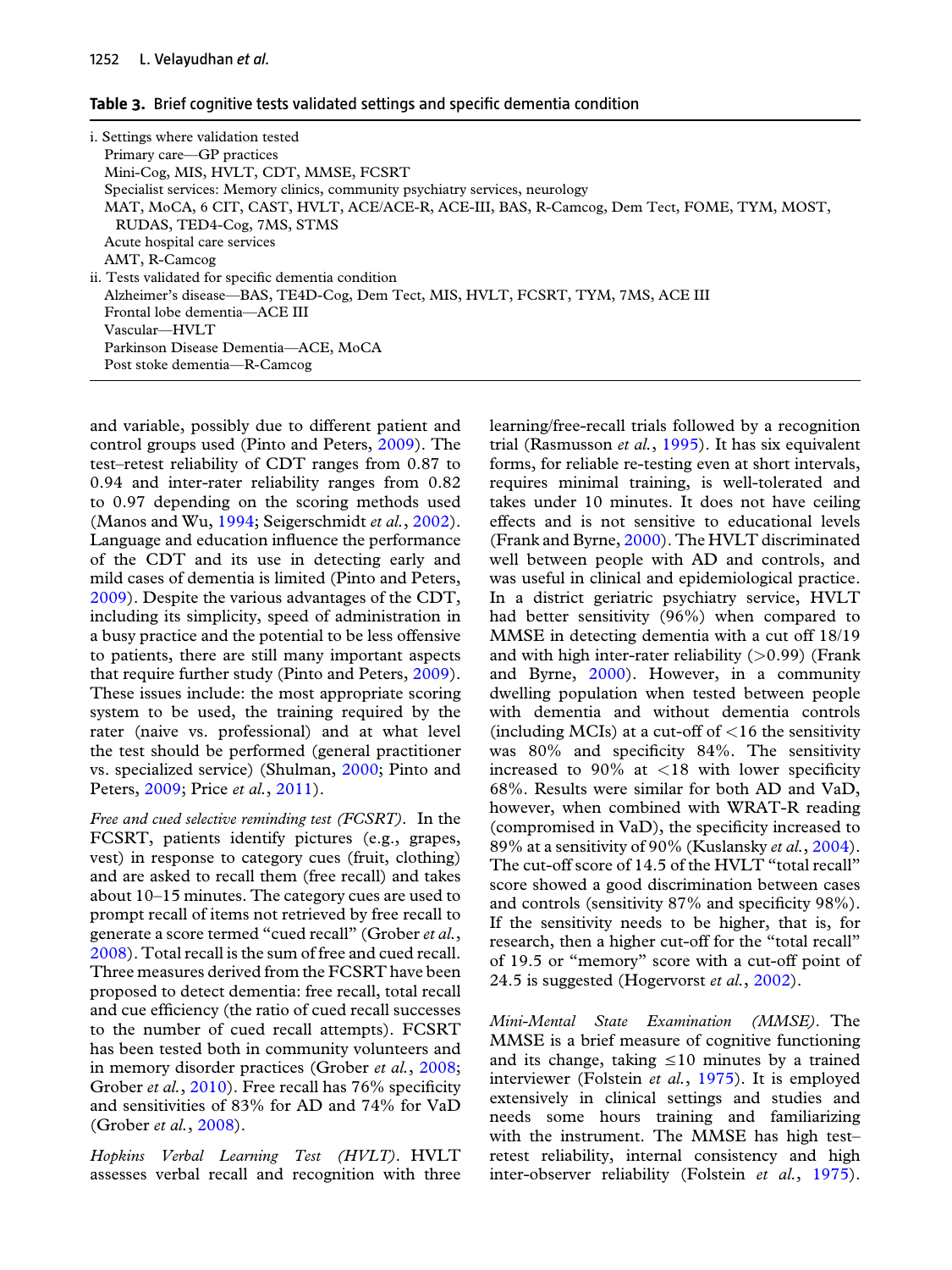**Table 3.** Brief cognitive tests validated settings and specific dementia condition

i. Settings where validation tested
  Primary care—GP practices
  Mini-Cog, MIS, HVLT, CDT, MMSE, FCSRT
  Specialist services: Memory clinics, community psychiatry services, neurology
  MAT, MoCA, 6 CIT, CAST, HVLT, ACE/ACE-R, ACE-III, BAS, R-Camcog, Dem Tect, FOME, TYM, MOST, RUDAS, TED4-Cog, 7MS, STMS
  Acute hospital care services
  AMT, R-Camcog
ii. Tests validated for specific dementia condition
  Alzheimer's disease—BAS, TE4D-Cog, Dem Tect, MIS, HVLT, FCSRT, TYM, 7MS, ACE III
  Frontal lobe dementia—ACE III
  Vascular—HVLT
  Parkinson Disease Dementia—ACE, MoCA
  Post stoke dementia—R-Camcog

and variable, possibly due to different patient and control groups used (Pinto and Peters, 2009). The test–retest reliability of CDT ranges from 0.87 to 0.94 and inter-rater reliability ranges from 0.82 to 0.97 depending on the scoring methods used (Manos and Wu, 1994; Seigerschmidt *et al.*, 2002). Language and education influence the performance of the CDT and its use in detecting early and mild cases of dementia is limited (Pinto and Peters, 2009). Despite the various advantages of the CDT, including its simplicity, speed of administration in a busy practice and the potential to be less offensive to patients, there are still many important aspects that require further study (Pinto and Peters, 2009). These issues include: the most appropriate scoring system to be used, the training required by the rater (naive vs. professional) and at what level the test should be performed (general practitioner vs. specialized service) (Shulman, 2000; Pinto and Peters, 2009; Price *et al.*, 2011).

*Free and cued selective reminding test (FCSRT).* In the FCSRT, patients identify pictures (e.g., grapes, vest) in response to category cues (fruit, clothing) and are asked to recall them (free recall) and takes about 10–15 minutes. The category cues are used to prompt recall of items not retrieved by free recall to generate a score termed "cued recall" (Grober *et al.*, 2008). Total recall is the sum of free and cued recall. Three measures derived from the FCSRT have been proposed to detect dementia: free recall, total recall and cue efficiency (the ratio of cued recall successes to the number of cued recall attempts). FCSRT has been tested both in community volunteers and in memory disorder practices (Grober *et al.*, 2008; Grober *et al.*, 2010). Free recall has 76% specificity and sensitivities of 83% for AD and 74% for VaD (Grober *et al.*, 2008).

*Hopkins Verbal Learning Test (HVLT).* HVLT assesses verbal recall and recognition with three learning/free-recall trials followed by a recognition trial (Rasmusson *et al.*, 1995). It has six equivalent forms, for reliable re-testing even at short intervals, requires minimal training, is well-tolerated and takes under 10 minutes. It does not have ceiling effects and is not sensitive to educational levels (Frank and Byrne, 2000). The HVLT discriminated well between people with AD and controls, and was useful in clinical and epidemiological practice. In a district geriatric psychiatry service, HVLT had better sensitivity (96%) when compared to MMSE in detecting dementia with a cut off 18/19 and with high inter-rater reliability (>0.99) (Frank and Byrne, 2000). However, in a community dwelling population when tested between people with dementia and without dementia controls (including MCIs) at a cut-off of <16 the sensitivity was 80% and specificity 84%. The sensitivity increased to 90% at <18 with lower specificity 68%. Results were similar for both AD and VaD, however, when combined with WRAT-R reading (compromised in VaD), the specificity increased to 89% at a sensitivity of 90% (Kuslansky *et al.*, 2004). The cut-off score of 14.5 of the HVLT "total recall" score showed a good discrimination between cases and controls (sensitivity 87% and specificity 98%). If the sensitivity needs to be higher, that is, for research, then a higher cut-off for the "total recall" of 19.5 or "memory" score with a cut-off point of 24.5 is suggested (Hogervorst *et al.*, 2002).

*Mini-Mental State Examination (MMSE).* The MMSE is a brief measure of cognitive functioning and its change, taking ≤10 minutes by a trained interviewer (Folstein *et al.*, 1975). It is employed extensively in clinical settings and studies and needs some hours training and familiarizing with the instrument. The MMSE has high test–retest reliability, internal consistency and high inter-observer reliability (Folstein *et al.*, 1975).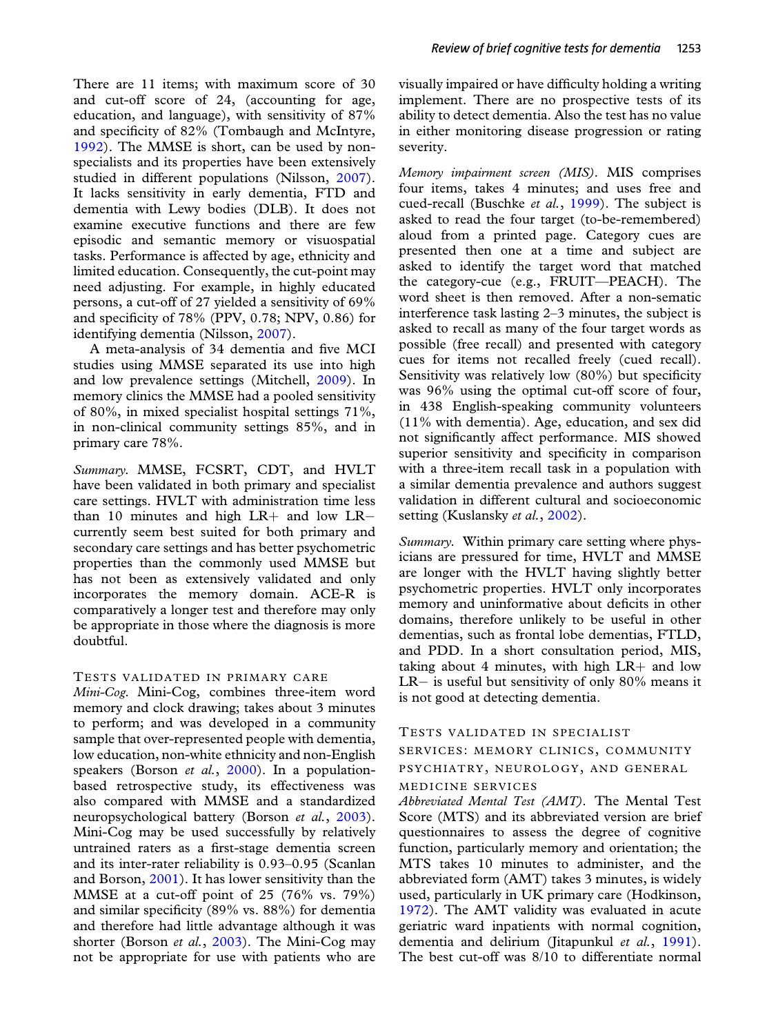There are 11 items; with maximum score of 30 and cut-off score of 24, (accounting for age, education, and language), with sensitivity of 87% and specificity of 82% (Tombaugh and McIntyre, 1992). The MMSE is short, can be used by non-specialists and its properties have been extensively studied in different populations (Nilsson, 2007). It lacks sensitivity in early dementia, FTD and dementia with Lewy bodies (DLB). It does not examine executive functions and there are few episodic and semantic memory or visuospatial tasks. Performance is affected by age, ethnicity and limited education. Consequently, the cut-point may need adjusting. For example, in highly educated persons, a cut-off of 27 yielded a sensitivity of 69% and specificity of 78% (PPV, 0.78; NPV, 0.86) for identifying dementia (Nilsson, 2007).

A meta-analysis of 34 dementia and five MCI studies using MMSE separated its use into high and low prevalence settings (Mitchell, 2009). In memory clinics the MMSE had a pooled sensitivity of 80%, in mixed specialist hospital settings 71%, in non-clinical community settings 85%, and in primary care 78%.

*Summary.* MMSE, FCSRT, CDT, and HVLT have been validated in both primary and specialist care settings. HVLT with administration time less than 10 minutes and high LR+ and low LR− currently seem best suited for both primary and secondary care settings and has better psychometric properties than the commonly used MMSE but has not been as extensively validated and only incorporates the memory domain. ACE-R is comparatively a longer test and therefore may only be appropriate in those where the diagnosis is more doubtful.

### Tests validated in primary care

*Mini-Cog.* Mini-Cog, combines three-item word memory and clock drawing; takes about 3 minutes to perform; and was developed in a community sample that over-represented people with dementia, low education, non-white ethnicity and non-English speakers (Borson *et al.*, 2000). In a population-based retrospective study, its effectiveness was also compared with MMSE and a standardized neuropsychological battery (Borson *et al.*, 2003). Mini-Cog may be used successfully by relatively untrained raters as a first-stage dementia screen and its inter-rater reliability is 0.93–0.95 (Scanlan and Borson, 2001). It has lower sensitivity than the MMSE at a cut-off point of 25 (76% vs. 79%) and similar specificity (89% vs. 88%) for dementia and therefore had little advantage although it was shorter (Borson *et al.*, 2003). The Mini-Cog may not be appropriate for use with patients who are visually impaired or have difficulty holding a writing implement. There are no prospective tests of its ability to detect dementia. Also the test has no value in either monitoring disease progression or rating severity.

*Memory impairment screen (MIS).* MIS comprises four items, takes 4 minutes; and uses free and cued-recall (Buschke *et al.*, 1999). The subject is asked to read the four target (to-be-remembered) aloud from a printed page. Category cues are presented then one at a time and subject are asked to identify the target word that matched the category-cue (e.g., FRUIT—PEACH). The word sheet is then removed. After a non-sematic interference task lasting 2–3 minutes, the subject is asked to recall as many of the four target words as possible (free recall) and presented with category cues for items not recalled freely (cued recall). Sensitivity was relatively low (80%) but specificity was 96% using the optimal cut-off score of four, in 438 English-speaking community volunteers (11% with dementia). Age, education, and sex did not significantly affect performance. MIS showed superior sensitivity and specificity in comparison with a three-item recall task in a population with a similar dementia prevalence and authors suggest validation in different cultural and socioeconomic setting (Kuslansky *et al.*, 2002).

*Summary.* Within primary care setting where physicians are pressured for time, HVLT and MMSE are longer with the HVLT having slightly better psychometric properties. HVLT only incorporates memory and uninformative about deficits in other domains, therefore unlikely to be useful in other dementias, such as frontal lobe dementias, FTLD, and PDD. In a short consultation period, MIS, taking about 4 minutes, with high LR+ and low LR− is useful but sensitivity of only 80% means it is not good at detecting dementia.

### Tests validated in specialist services: memory clinics, community psychiatry, neurology, and general medicine services

*Abbreviated Mental Test (AMT).* The Mental Test Score (MTS) and its abbreviated version are brief questionnaires to assess the degree of cognitive function, particularly memory and orientation; the MTS takes 10 minutes to administer, and the abbreviated form (AMT) takes 3 minutes, is widely used, particularly in UK primary care (Hodkinson, 1972). The AMT validity was evaluated in acute geriatric ward inpatients with normal cognition, dementia and delirium (Jitapunkul *et al.*, 1991). The best cut-off was 8/10 to differentiate normal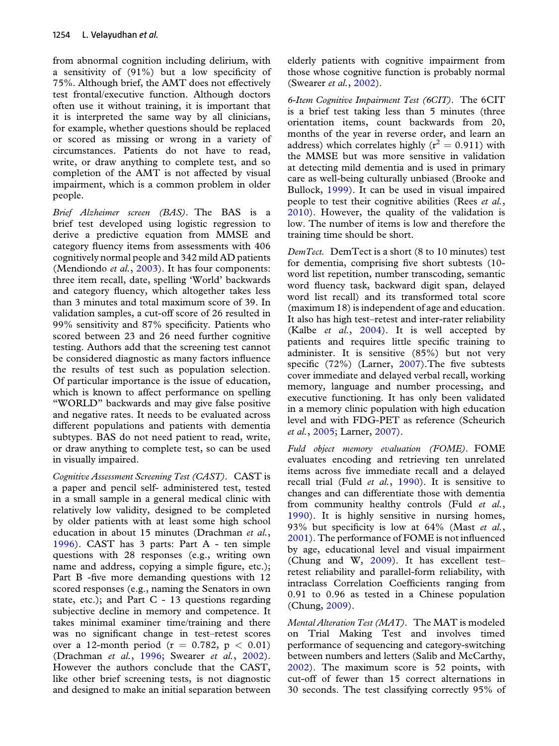from abnormal cognition including delirium, with a sensitivity of (91%) but a low specificity of 75%. Although brief, the AMT does not effectively test frontal/executive function. Although doctors often use it without training, it is important that it is interpreted the same way by all clinicians, for example, whether questions should be replaced or scored as missing or wrong in a variety of circumstances. Patients do not have to read, write, or draw anything to complete test, and so completion of the AMT is not affected by visual impairment, which is a common problem in older people.

*Brief Alzheimer screen (BAS).* The BAS is a brief test developed using logistic regression to derive a predictive equation from MMSE and category fluency items from assessments with 406 cognitively normal people and 342 mild AD patients (Mendiondo *et al.*, 2003). It has four components: three item recall, date, spelling 'World' backwards and category fluency, which altogether takes less than 3 minutes and total maximum score of 39. In validation samples, a cut-off score of 26 resulted in 99% sensitivity and 87% specificity. Patients who scored between 23 and 26 need further cognitive testing. Authors add that the screening test cannot be considered diagnostic as many factors influence the results of test such as population selection. Of particular importance is the issue of education, which is known to affect performance on spelling "WORLD" backwards and may give false positive and negative rates. It needs to be evaluated across different populations and patients with dementia subtypes. BAS do not need patient to read, write, or draw anything to complete test, so can be used in visually impaired.

*Cognitive Assessment Screening Test (CAST).* CAST is a paper and pencil self- administered test, tested in a small sample in a general medical clinic with relatively low validity, designed to be completed by older patients with at least some high school education in about 15 minutes (Drachman *et al.*, 1996). CAST has 3 parts: Part A - ten simple questions with 28 responses (e.g., writing own name and address, copying a simple figure, etc.); Part B -five more demanding questions with 12 scored responses (e.g., naming the Senators in own state, etc.); and Part C - 13 questions regarding subjective decline in memory and competence. It takes minimal examiner time/training and there was no significant change in test–retest scores over a 12-month period ($r = 0.782$, $p < 0.01$) (Drachman *et al.*, 1996; Swearer *et al.*, 2002). However the authors conclude that the CAST, like other brief screening tests, is not diagnostic and designed to make an initial separation between elderly patients with cognitive impairment from those whose cognitive function is probably normal (Swearer *et al.*, 2002).

*6-Item Cognitive Impairment Test (6CIT).* The 6CIT is a brief test taking less than 5 minutes (three orientation items, count backwards from 20, months of the year in reverse order, and learn an address) which correlates highly ($r^2 = 0.911$) with the MMSE but was more sensitive in validation at detecting mild dementia and is used in primary care as well-being culturally unbiased (Brooke and Bullock, 1999). It can be used in visual impaired people to test their cognitive abilities (Rees *et al.*, 2010). However, the quality of the validation is low. The number of items is low and therefore the training time should be short.

*DemTect.* DemTect is a short (8 to 10 minutes) test for dementia, comprising five short subtests (10-word list repetition, number transcoding, semantic word fluency task, backward digit span, delayed word list recall) and its transformed total score (maximum 18) is independent of age and education. It also has high test–retest and inter-rater reliability (Kalbe *et al.*, 2004). It is well accepted by patients and requires little specific training to administer. It is sensitive (85%) but not very specific (72%) (Larner, 2007).The five subtests cover immediate and delayed verbal recall, working memory, language and number processing, and executive functioning. It has only been validated in a memory clinic population with high education level and with FDG-PET as reference (Scheurich *et al.*, 2005; Larner, 2007).

*Fuld object memory evaluation (FOME).* FOME evaluates encoding and retrieving ten unrelated items across five immediate recall and a delayed recall trial (Fuld *et al.*, 1990). It is sensitive to changes and can differentiate those with dementia from community healthy controls (Fuld *et al.*, 1990). It is highly sensitive in nursing homes, 93% but specificity is low at 64% (Mast *et al.*, 2001). The performance of FOME is not influenced by age, educational level and visual impairment (Chung and W, 2009). It has excellent test–retest reliability and parallel-form reliability, with intraclass Correlation Coefficients ranging from 0.91 to 0.96 as tested in a Chinese population (Chung, 2009).

*Mental Alteration Test (MAT).* The MAT is modeled on Trial Making Test and involves timed performance of sequencing and category-switching between numbers and letters (Salib and McCarthy, 2002). The maximum score is 52 points, with cut-off of fewer than 15 correct alternations in 30 seconds. The test classifying correctly 95% of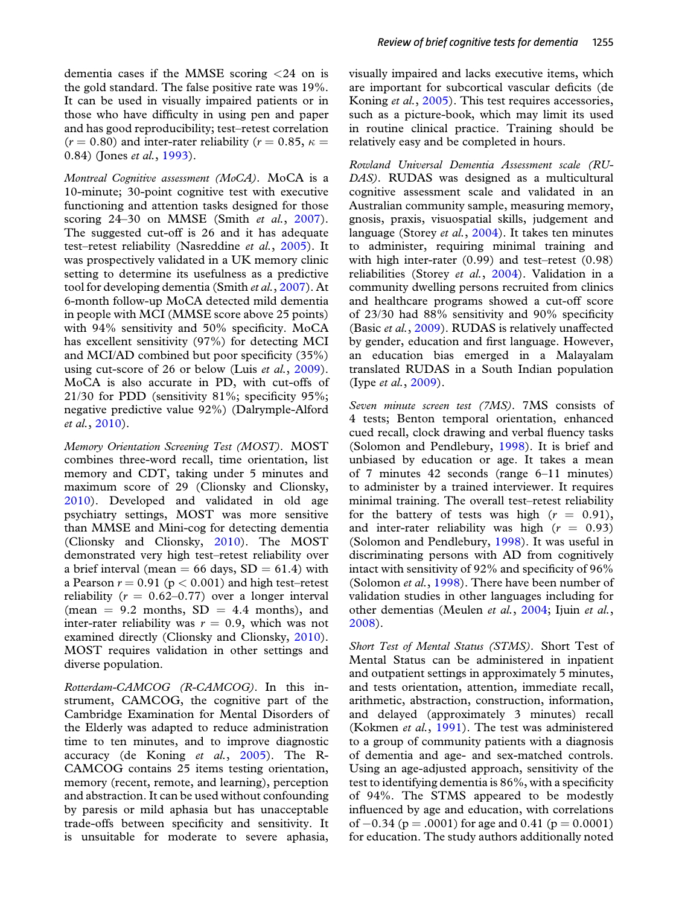dementia cases if the MMSE scoring <24 on is the gold standard. The false positive rate was 19%. It can be used in visually impaired patients or in those who have difficulty in using pen and paper and has good reproducibility; test–retest correlation ($r = 0.80$) and inter-rater reliability ($r = 0.85$, $\kappa = 0.84$) (Jones *et al.*, 1993).

*Montreal Cognitive assessment (MoCA)*. MoCA is a 10-minute; 30-point cognitive test with executive functioning and attention tasks designed for those scoring 24–30 on MMSE (Smith *et al.*, 2007). The suggested cut-off is 26 and it has adequate test–retest reliability (Nasreddine *et al.*, 2005). It was prospectively validated in a UK memory clinic setting to determine its usefulness as a predictive tool for developing dementia (Smith *et al.*, 2007). At 6-month follow-up MoCA detected mild dementia in people with MCI (MMSE score above 25 points) with 94% sensitivity and 50% specificity. MoCA has excellent sensitivity (97%) for detecting MCI and MCI/AD combined but poor specificity (35%) using cut-score of 26 or below (Luis *et al.*, 2009). MoCA is also accurate in PD, with cut-offs of 21/30 for PDD (sensitivity 81%; specificity 95%; negative predictive value 92%) (Dalrymple-Alford *et al.*, 2010).

*Memory Orientation Screening Test (MOST)*. MOST combines three-word recall, time orientation, list memory and CDT, taking under 5 minutes and maximum score of 29 (Clionsky and Clionsky, 2010). Developed and validated in old age psychiatry settings, MOST was more sensitive than MMSE and Mini-cog for detecting dementia (Clionsky and Clionsky, 2010). The MOST demonstrated very high test–retest reliability over a brief interval (mean = 66 days, SD = 61.4) with a Pearson $r = 0.91$ ($p < 0.001$) and high test–retest reliability ($r = 0.62$–$0.77$) over a longer interval (mean = 9.2 months, SD = 4.4 months), and inter-rater reliability was $r = 0.9$, which was not examined directly (Clionsky and Clionsky, 2010). MOST requires validation in other settings and diverse population.

*Rotterdam-CAMCOG (R-CAMCOG)*. In this instrument, CAMCOG, the cognitive part of the Cambridge Examination for Mental Disorders of the Elderly was adapted to reduce administration time to ten minutes, and to improve diagnostic accuracy (de Koning *et al.*, 2005). The R-CAMCOG contains 25 items testing orientation, memory (recent, remote, and learning), perception and abstraction. It can be used without confounding by paresis or mild aphasia but has unacceptable trade-offs between specificity and sensitivity. It is unsuitable for moderate to severe aphasia, visually impaired and lacks executive items, which are important for subcortical vascular deficits (de Koning *et al.*, 2005). This test requires accessories, such as a picture-book, which may limit its used in routine clinical practice. Training should be relatively easy and be completed in hours.

*Rowland Universal Dementia Assessment scale (RUDAS)*. RUDAS was designed as a multicultural cognitive assessment scale and validated in an Australian community sample, measuring memory, gnosis, praxis, visuospatial skills, judgement and language (Storey *et al.*, 2004). It takes ten minutes to administer, requiring minimal training and with high inter-rater (0.99) and test–retest (0.98) reliabilities (Storey *et al.*, 2004). Validation in a community dwelling persons recruited from clinics and healthcare programs showed a cut-off score of 23/30 had 88% sensitivity and 90% specificity (Basic *et al.*, 2009). RUDAS is relatively unaffected by gender, education and first language. However, an education bias emerged in a Malayalam translated RUDAS in a South Indian population (Iype *et al.*, 2009).

*Seven minute screen test (7MS)*. 7MS consists of 4 tests; Benton temporal orientation, enhanced cued recall, clock drawing and verbal fluency tasks (Solomon and Pendlebury, 1998). It is brief and unbiased by education or age. It takes a mean of 7 minutes 42 seconds (range 6–11 minutes) to administer by a trained interviewer. It requires minimal training. The overall test–retest reliability for the battery of tests was high ($r = 0.91$), and inter-rater reliability was high ($r = 0.93$) (Solomon and Pendlebury, 1998). It was useful in discriminating persons with AD from cognitively intact with sensitivity of 92% and specificity of 96% (Solomon *et al.*, 1998). There have been number of validation studies in other languages including for other dementias (Meulen *et al.*, 2004; Ijuin *et al.*, 2008).

*Short Test of Mental Status (STMS)*. Short Test of Mental Status can be administered in inpatient and outpatient settings in approximately 5 minutes, and tests orientation, attention, immediate recall, arithmetic, abstraction, construction, information, and delayed (approximately 3 minutes) recall (Kokmen *et al.*, 1991). The test was administered to a group of community patients with a diagnosis of dementia and age- and sex-matched controls. Using an age-adjusted approach, sensitivity of the test to identifying dementia is 86%, with a specificity of 94%. The STMS appeared to be modestly influenced by age and education, with correlations of $-0.34$ ($p = .0001$) for age and 0.41 ($p = 0.0001$) for education. The study authors additionally noted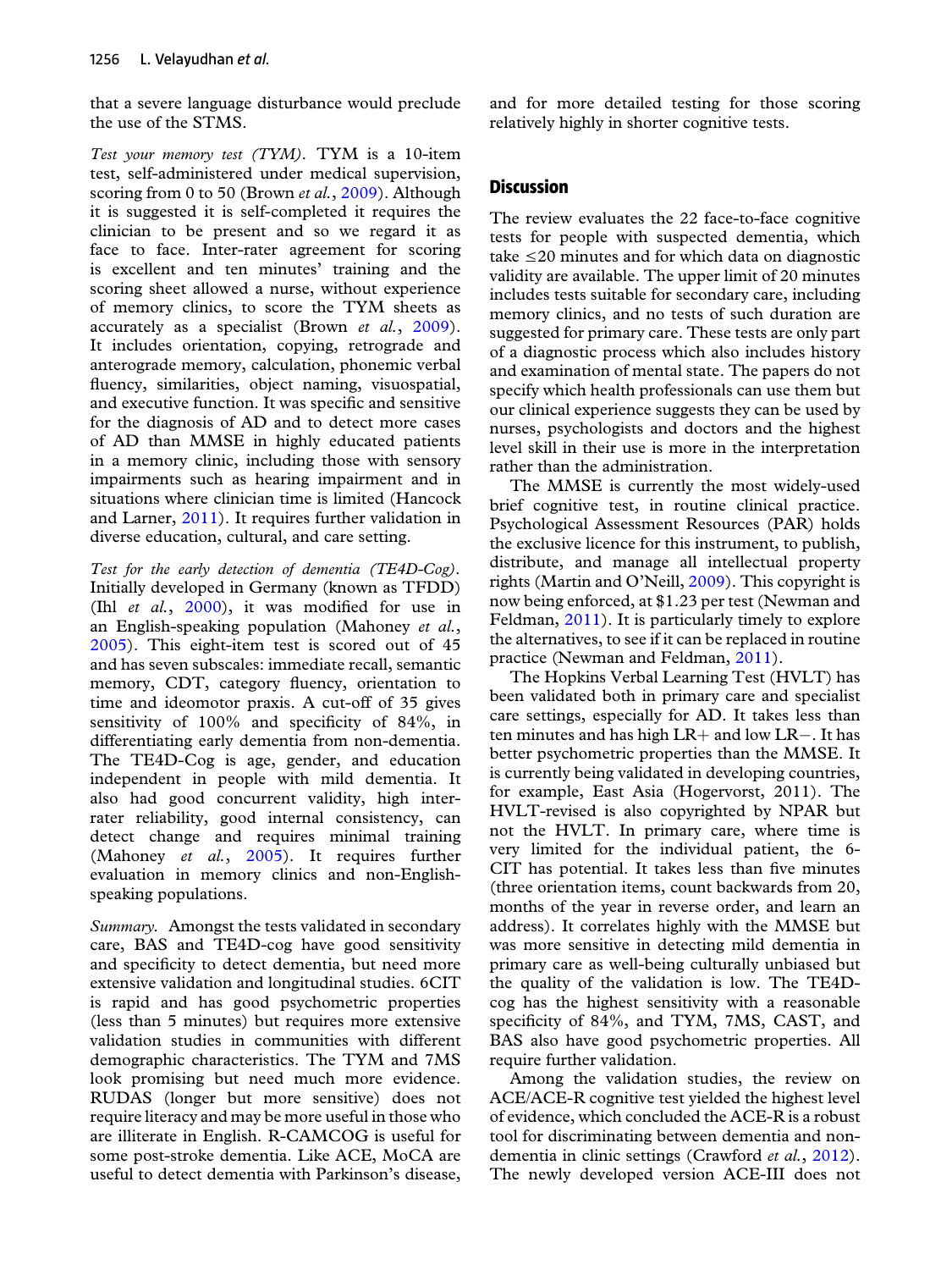that a severe language disturbance would preclude the use of the STMS.

*Test your memory test (TYM).* TYM is a 10-item test, self-administered under medical supervision, scoring from 0 to 50 (Brown *et al.*, 2009). Although it is suggested it is self-completed it requires the clinician to be present and so we regard it as face to face. Inter-rater agreement for scoring is excellent and ten minutes' training and the scoring sheet allowed a nurse, without experience of memory clinics, to score the TYM sheets as accurately as a specialist (Brown *et al.*, 2009). It includes orientation, copying, retrograde and anterograde memory, calculation, phonemic verbal fluency, similarities, object naming, visuospatial, and executive function. It was specific and sensitive for the diagnosis of AD and to detect more cases of AD than MMSE in highly educated patients in a memory clinic, including those with sensory impairments such as hearing impairment and in situations where clinician time is limited (Hancock and Larner, 2011). It requires further validation in diverse education, cultural, and care setting.

*Test for the early detection of dementia (TE4D-Cog).* Initially developed in Germany (known as TFDD) (Ihl *et al.*, 2000), it was modified for use in an English-speaking population (Mahoney *et al.*, 2005). This eight-item test is scored out of 45 and has seven subscales: immediate recall, semantic memory, CDT, category fluency, orientation to time and ideomotor praxis. A cut-off of 35 gives sensitivity of 100% and specificity of 84%, in differentiating early dementia from non-dementia. The TE4D-Cog is age, gender, and education independent in people with mild dementia. It also had good concurrent validity, high inter-rater reliability, good internal consistency, can detect change and requires minimal training (Mahoney *et al.*, 2005). It requires further evaluation in memory clinics and non-English-speaking populations.

*Summary.* Amongst the tests validated in secondary care, BAS and TE4D-cog have good sensitivity and specificity to detect dementia, but need more extensive validation and longitudinal studies. 6CIT is rapid and has good psychometric properties (less than 5 minutes) but requires more extensive validation studies in communities with different demographic characteristics. The TYM and 7MS look promising but need much more evidence. RUDAS (longer but more sensitive) does not require literacy and may be more useful in those who are illiterate in English. R-CAMCOG is useful for some post-stroke dementia. Like ACE, MoCA are useful to detect dementia with Parkinson's disease, and for more detailed testing for those scoring relatively highly in shorter cognitive tests.

## Discussion

The review evaluates the 22 face-to-face cognitive tests for people with suspected dementia, which take ≤20 minutes and for which data on diagnostic validity are available. The upper limit of 20 minutes includes tests suitable for secondary care, including memory clinics, and no tests of such duration are suggested for primary care. These tests are only part of a diagnostic process which also includes history and examination of mental state. The papers do not specify which health professionals can use them but our clinical experience suggests they can be used by nurses, psychologists and doctors and the highest level skill in their use is more in the interpretation rather than the administration.

The MMSE is currently the most widely-used brief cognitive test, in routine clinical practice. Psychological Assessment Resources (PAR) holds the exclusive licence for this instrument, to publish, distribute, and manage all intellectual property rights (Martin and O'Neill, 2009). This copyright is now being enforced, at \$1.23 per test (Newman and Feldman, 2011). It is particularly timely to explore the alternatives, to see if it can be replaced in routine practice (Newman and Feldman, 2011).

The Hopkins Verbal Learning Test (HVLT) has been validated both in primary care and specialist care settings, especially for AD. It takes less than ten minutes and has high LR+ and low LR−. It has better psychometric properties than the MMSE. It is currently being validated in developing countries, for example, East Asia (Hogervorst, 2011). The HVLT-revised is also copyrighted by NPAR but not the HVLT. In primary care, where time is very limited for the individual patient, the 6-CIT has potential. It takes less than five minutes (three orientation items, count backwards from 20, months of the year in reverse order, and learn an address). It correlates highly with the MMSE but was more sensitive in detecting mild dementia in primary care as well-being culturally unbiased but the quality of the validation is low. The TE4D-cog has the highest sensitivity with a reasonable specificity of 84%, and TYM, 7MS, CAST, and BAS also have good psychometric properties. All require further validation.

Among the validation studies, the review on ACE/ACE-R cognitive test yielded the highest level of evidence, which concluded the ACE-R is a robust tool for discriminating between dementia and non-dementia in clinic settings (Crawford *et al.*, 2012). The newly developed version ACE-III does not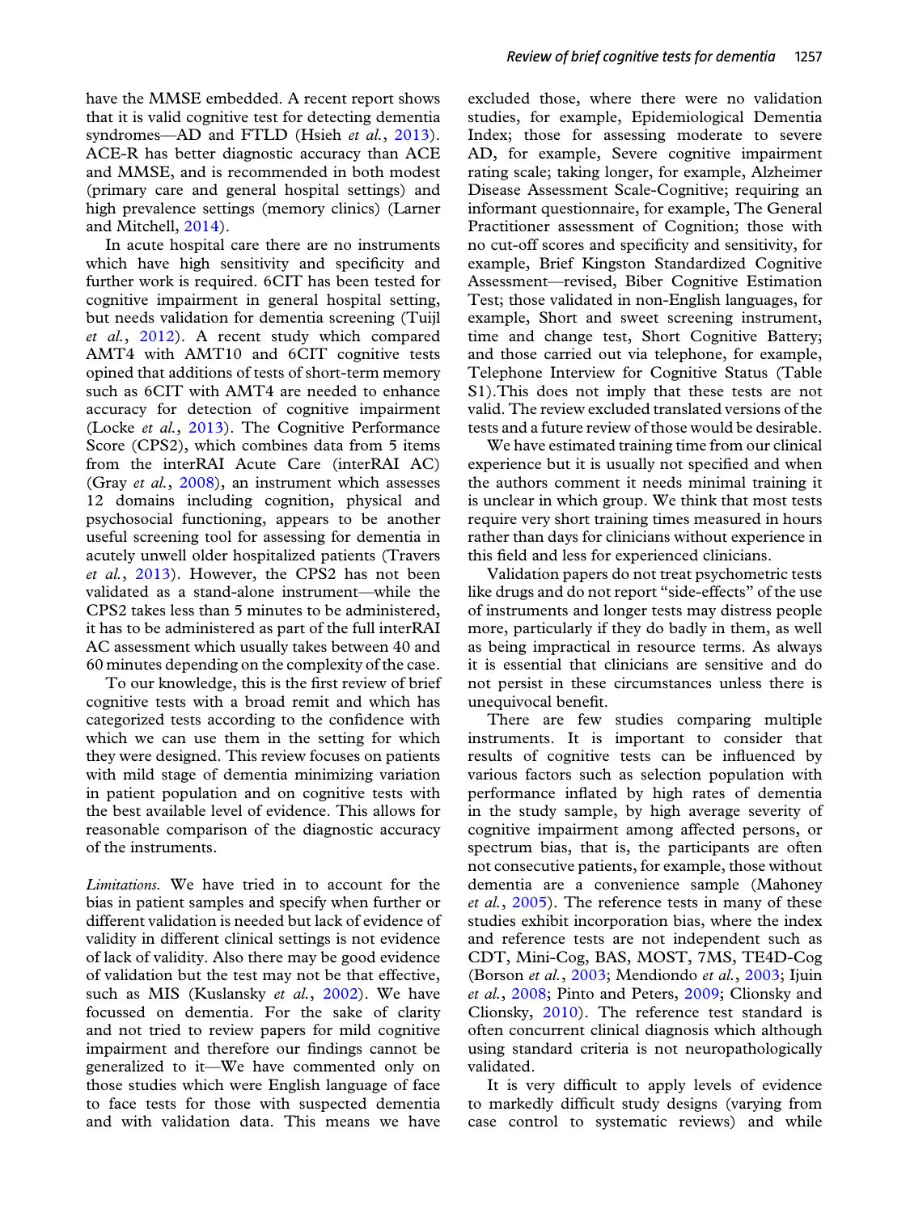have the MMSE embedded. A recent report shows that it is valid cognitive test for detecting dementia syndromes—AD and FTLD (Hsieh *et al.*, 2013). ACE-R has better diagnostic accuracy than ACE and MMSE, and is recommended in both modest (primary care and general hospital settings) and high prevalence settings (memory clinics) (Larner and Mitchell, 2014).

In acute hospital care there are no instruments which have high sensitivity and specificity and further work is required. 6CIT has been tested for cognitive impairment in general hospital setting, but needs validation for dementia screening (Tuijl *et al.*, 2012). A recent study which compared AMT4 with AMT10 and 6CIT cognitive tests opined that additions of tests of short-term memory such as 6CIT with AMT4 are needed to enhance accuracy for detection of cognitive impairment (Locke *et al.*, 2013). The Cognitive Performance Score (CPS2), which combines data from 5 items from the interRAI Acute Care (interRAI AC) (Gray *et al.*, 2008), an instrument which assesses 12 domains including cognition, physical and psychosocial functioning, appears to be another useful screening tool for assessing for dementia in acutely unwell older hospitalized patients (Travers *et al.*, 2013). However, the CPS2 has not been validated as a stand-alone instrument—while the CPS2 takes less than 5 minutes to be administered, it has to be administered as part of the full interRAI AC assessment which usually takes between 40 and 60 minutes depending on the complexity of the case.

To our knowledge, this is the first review of brief cognitive tests with a broad remit and which has categorized tests according to the confidence with which we can use them in the setting for which they were designed. This review focuses on patients with mild stage of dementia minimizing variation in patient population and on cognitive tests with the best available level of evidence. This allows for reasonable comparison of the diagnostic accuracy of the instruments.

*Limitations.* We have tried in to account for the bias in patient samples and specify when further or different validation is needed but lack of evidence of validity in different clinical settings is not evidence of lack of validity. Also there may be good evidence of validation but the test may not be that effective, such as MIS (Kuslansky *et al.*, 2002). We have focussed on dementia. For the sake of clarity and not tried to review papers for mild cognitive impairment and therefore our findings cannot be generalized to it—We have commented only on those studies which were English language of face to face tests for those with suspected dementia and with validation data. This means we have excluded those, where there were no validation studies, for example, Epidemiological Dementia Index; those for assessing moderate to severe AD, for example, Severe cognitive impairment rating scale; taking longer, for example, Alzheimer Disease Assessment Scale-Cognitive; requiring an informant questionnaire, for example, The General Practitioner assessment of Cognition; those with no cut-off scores and specificity and sensitivity, for example, Brief Kingston Standardized Cognitive Assessment—revised, Biber Cognitive Estimation Test; those validated in non-English languages, for example, Short and sweet screening instrument, time and change test, Short Cognitive Battery; and those carried out via telephone, for example, Telephone Interview for Cognitive Status (Table S1).This does not imply that these tests are not valid. The review excluded translated versions of the tests and a future review of those would be desirable.

We have estimated training time from our clinical experience but it is usually not specified and when the authors comment it needs minimal training it is unclear in which group. We think that most tests require very short training times measured in hours rather than days for clinicians without experience in this field and less for experienced clinicians.

Validation papers do not treat psychometric tests like drugs and do not report "side-effects" of the use of instruments and longer tests may distress people more, particularly if they do badly in them, as well as being impractical in resource terms. As always it is essential that clinicians are sensitive and do not persist in these circumstances unless there is unequivocal benefit.

There are few studies comparing multiple instruments. It is important to consider that results of cognitive tests can be influenced by various factors such as selection population with performance inflated by high rates of dementia in the study sample, by high average severity of cognitive impairment among affected persons, or spectrum bias, that is, the participants are often not consecutive patients, for example, those without dementia are a convenience sample (Mahoney *et al.*, 2005). The reference tests in many of these studies exhibit incorporation bias, where the index and reference tests are not independent such as CDT, Mini-Cog, BAS, MOST, 7MS, TE4D-Cog (Borson *et al.*, 2003; Mendiondo *et al.*, 2003; Ijuin *et al.*, 2008; Pinto and Peters, 2009; Clionsky and Clionsky, 2010). The reference test standard is often concurrent clinical diagnosis which although using standard criteria is not neuropathologically validated.

It is very difficult to apply levels of evidence to markedly difficult study designs (varying from case control to systematic reviews) and while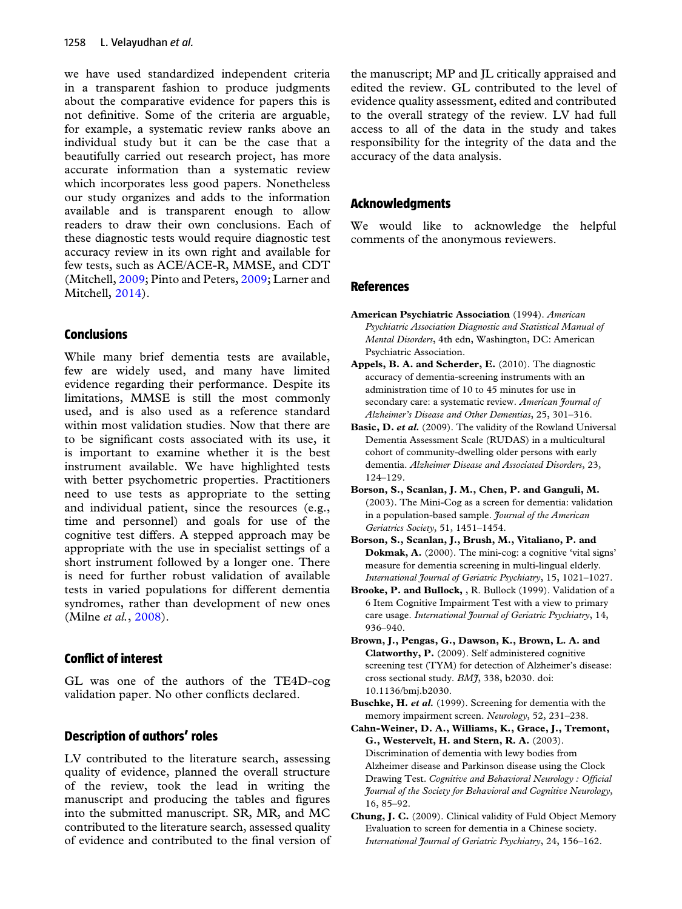we have used standardized independent criteria in a transparent fashion to produce judgments about the comparative evidence for papers this is not definitive. Some of the criteria are arguable, for example, a systematic review ranks above an individual study but it can be the case that a beautifully carried out research project, has more accurate information than a systematic review which incorporates less good papers. Nonetheless our study organizes and adds to the information available and is transparent enough to allow readers to draw their own conclusions. Each of these diagnostic tests would require diagnostic test accuracy review in its own right and available for few tests, such as ACE/ACE-R, MMSE, and CDT (Mitchell, 2009; Pinto and Peters, 2009; Larner and Mitchell, 2014).

## Conclusions

While many brief dementia tests are available, few are widely used, and many have limited evidence regarding their performance. Despite its limitations, MMSE is still the most commonly used, and is also used as a reference standard within most validation studies. Now that there are to be significant costs associated with its use, it is important to examine whether it is the best instrument available. We have highlighted tests with better psychometric properties. Practitioners need to use tests as appropriate to the setting and individual patient, since the resources (e.g., time and personnel) and goals for use of the cognitive test differs. A stepped approach may be appropriate with the use in specialist settings of a short instrument followed by a longer one. There is need for further robust validation of available tests in varied populations for different dementia syndromes, rather than development of new ones (Milne *et al.*, 2008).

## Conflict of interest

GL was one of the authors of the TE4D-cog validation paper. No other conflicts declared.

## Description of authors' roles

LV contributed to the literature search, assessing quality of evidence, planned the overall structure of the review, took the lead in writing the manuscript and producing the tables and figures into the submitted manuscript. SR, MR, and MC contributed to the literature search, assessed quality of evidence and contributed to the final version of the manuscript; MP and JL critically appraised and edited the review. GL contributed to the level of evidence quality assessment, edited and contributed to the overall strategy of the review. LV had full access to all of the data in the study and takes responsibility for the integrity of the data and the accuracy of the data analysis.

## Acknowledgments

We would like to acknowledge the helpful comments of the anonymous reviewers.

## References

**American Psychiatric Association** (1994). *American Psychiatric Association Diagnostic and Statistical Manual of Mental Disorders*, 4th edn, Washington, DC: American Psychiatric Association.

**Appels, B. A. and Scherder, E.** (2010). The diagnostic accuracy of dementia-screening instruments with an administration time of 10 to 45 minutes for use in secondary care: a systematic review. *American Journal of Alzheimer's Disease and Other Dementias*, 25, 301–316.

**Basic, D. *et al.*** (2009). The validity of the Rowland Universal Dementia Assessment Scale (RUDAS) in a multicultural cohort of community-dwelling older persons with early dementia. *Alzheimer Disease and Associated Disorders*, 23, 124–129.

**Borson, S., Scanlan, J. M., Chen, P. and Ganguli, M.** (2003). The Mini-Cog as a screen for dementia: validation in a population-based sample. *Journal of the American Geriatrics Society*, 51, 1451–1454.

**Borson, S., Scanlan, J., Brush, M., Vitaliano, P. and Dokmak, A.** (2000). The mini-cog: a cognitive 'vital signs' measure for dementia screening in multi-lingual elderly. *International Journal of Geriatric Psychiatry*, 15, 1021–1027.

**Brooke, P. and Bullock,** , R. Bullock (1999). Validation of a 6 Item Cognitive Impairment Test with a view to primary care usage. *International Journal of Geriatric Psychiatry*, 14, 936–940.

**Brown, J., Pengas, G., Dawson, K., Brown, L. A. and Clatworthy, P.** (2009). Self administered cognitive screening test (TYM) for detection of Alzheimer's disease: cross sectional study. *BMJ*, 338, b2030. doi: 10.1136/bmj.b2030.

**Buschke, H. *et al.*** (1999). Screening for dementia with the memory impairment screen. *Neurology*, 52, 231–238.

**Cahn-Weiner, D. A., Williams, K., Grace, J., Tremont, G., Westervelt, H. and Stern, R. A.** (2003). Discrimination of dementia with lewy bodies from Alzheimer disease and Parkinson disease using the Clock Drawing Test. *Cognitive and Behavioral Neurology : Official Journal of the Society for Behavioral and Cognitive Neurology*, 16, 85–92.

**Chung, J. C.** (2009). Clinical validity of Fuld Object Memory Evaluation to screen for dementia in a Chinese society. *International Journal of Geriatric Psychiatry*, 24, 156–162.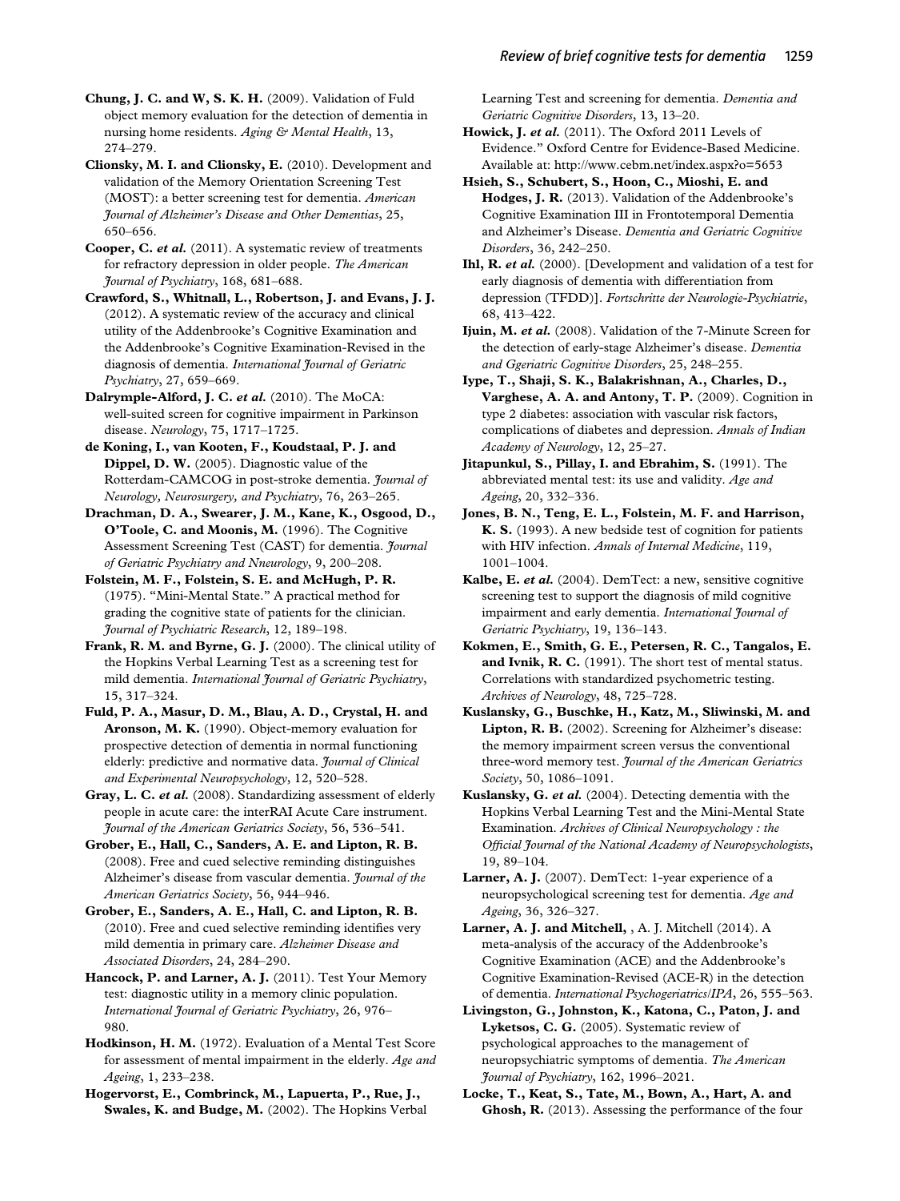**Chung, J. C. and W, S. K. H.** (2009). Validation of Fuld object memory evaluation for the detection of dementia in nursing home residents. *Aging & Mental Health*, 13, 274–279.

**Clionsky, M. I. and Clionsky, E.** (2010). Development and validation of the Memory Orientation Screening Test (MOST): a better screening test for dementia. *American Journal of Alzheimer's Disease and Other Dementias*, 25, 650–656.

**Cooper, C. *et al.*** (2011). A systematic review of treatments for refractory depression in older people. *The American Journal of Psychiatry*, 168, 681–688.

**Crawford, S., Whitnall, L., Robertson, J. and Evans, J. J.** (2012). A systematic review of the accuracy and clinical utility of the Addenbrooke's Cognitive Examination and the Addenbrooke's Cognitive Examination-Revised in the diagnosis of dementia. *International Journal of Geriatric Psychiatry*, 27, 659–669.

**Dalrymple-Alford, J. C. *et al.*** (2010). The MoCA: well-suited screen for cognitive impairment in Parkinson disease. *Neurology*, 75, 1717–1725.

**de Koning, I., van Kooten, F., Koudstaal, P. J. and Dippel, D. W.** (2005). Diagnostic value of the Rotterdam-CAMCOG in post-stroke dementia. *Journal of Neurology, Neurosurgery, and Psychiatry*, 76, 263–265.

**Drachman, D. A., Swearer, J. M., Kane, K., Osgood, D., O'Toole, C. and Moonis, M.** (1996). The Cognitive Assessment Screening Test (CAST) for dementia. *Journal of Geriatric Psychiatry and Nneurology*, 9, 200–208.

**Folstein, M. F., Folstein, S. E. and McHugh, P. R.** (1975). "Mini-Mental State." A practical method for grading the cognitive state of patients for the clinician. *Journal of Psychiatric Research*, 12, 189–198.

**Frank, R. M. and Byrne, G. J.** (2000). The clinical utility of the Hopkins Verbal Learning Test as a screening test for mild dementia. *International Journal of Geriatric Psychiatry*, 15, 317–324.

**Fuld, P. A., Masur, D. M., Blau, A. D., Crystal, H. and Aronson, M. K.** (1990). Object-memory evaluation for prospective detection of dementia in normal functioning elderly: predictive and normative data. *Journal of Clinical and Experimental Neuropsychology*, 12, 520–528.

**Gray, L. C. *et al.*** (2008). Standardizing assessment of elderly people in acute care: the interRAI Acute Care instrument. *Journal of the American Geriatrics Society*, 56, 536–541.

**Grober, E., Hall, C., Sanders, A. E. and Lipton, R. B.** (2008). Free and cued selective reminding distinguishes Alzheimer's disease from vascular dementia. *Journal of the American Geriatrics Society*, 56, 944–946.

**Grober, E., Sanders, A. E., Hall, C. and Lipton, R. B.** (2010). Free and cued selective reminding identifies very mild dementia in primary care. *Alzheimer Disease and Associated Disorders*, 24, 284–290.

**Hancock, P. and Larner, A. J.** (2011). Test Your Memory test: diagnostic utility in a memory clinic population. *International Journal of Geriatric Psychiatry*, 26, 976–980.

**Hodkinson, H. M.** (1972). Evaluation of a Mental Test Score for assessment of mental impairment in the elderly. *Age and Ageing*, 1, 233–238.

**Hogervorst, E., Combrinck, M., Lapuerta, P., Rue, J., Swales, K. and Budge, M.** (2002). The Hopkins Verbal Learning Test and screening for dementia. *Dementia and Geriatric Cognitive Disorders*, 13, 13–20.

**Howick, J. *et al.*** (2011). The Oxford 2011 Levels of Evidence." Oxford Centre for Evidence-Based Medicine. Available at: http://www.cebm.net/index.aspx?o=5653

**Hsieh, S., Schubert, S., Hoon, C., Mioshi, E. and Hodges, J. R.** (2013). Validation of the Addenbrooke's Cognitive Examination III in Frontotemporal Dementia and Alzheimer's Disease. *Dementia and Geriatric Cognitive Disorders*, 36, 242–250.

**Ihl, R. *et al.*** (2000). [Development and validation of a test for early diagnosis of dementia with differentiation from depression (TFDD)]. *Fortschritte der Neurologie-Psychiatrie*, 68, 413–422.

**Ijuin, M. *et al.*** (2008). Validation of the 7-Minute Screen for the detection of early-stage Alzheimer's disease. *Dementia and Ggeriatric Cognitive Disorders*, 25, 248–255.

**Iype, T., Shaji, S. K., Balakrishnan, A., Charles, D., Varghese, A. A. and Antony, T. P.** (2009). Cognition in type 2 diabetes: association with vascular risk factors, complications of diabetes and depression. *Annals of Indian Academy of Neurology*, 12, 25–27.

**Jitapunkul, S., Pillay, I. and Ebrahim, S.** (1991). The abbreviated mental test: its use and validity. *Age and Ageing*, 20, 332–336.

**Jones, B. N., Teng, E. L., Folstein, M. F. and Harrison, K. S.** (1993). A new bedside test of cognition for patients with HIV infection. *Annals of Internal Medicine*, 119, 1001–1004.

**Kalbe, E. *et al.*** (2004). DemTect: a new, sensitive cognitive screening test to support the diagnosis of mild cognitive impairment and early dementia. *International Journal of Geriatric Psychiatry*, 19, 136–143.

**Kokmen, E., Smith, G. E., Petersen, R. C., Tangalos, E. and Ivnik, R. C.** (1991). The short test of mental status. Correlations with standardized psychometric testing. *Archives of Neurology*, 48, 725–728.

**Kuslansky, G., Buschke, H., Katz, M., Sliwinski, M. and Lipton, R. B.** (2002). Screening for Alzheimer's disease: the memory impairment screen versus the conventional three-word memory test. *Journal of the American Geriatrics Society*, 50, 1086–1091.

**Kuslansky, G. *et al.*** (2004). Detecting dementia with the Hopkins Verbal Learning Test and the Mini-Mental State Examination. *Archives of Clinical Neuropsychology : the Official Journal of the National Academy of Neuropsychologists*, 19, 89–104.

**Larner, A. J.** (2007). DemTect: 1-year experience of a neuropsychological screening test for dementia. *Age and Ageing*, 36, 326–327.

**Larner, A. J. and Mitchell,** , A. J. Mitchell (2014). A meta-analysis of the accuracy of the Addenbrooke's Cognitive Examination (ACE) and the Addenbrooke's Cognitive Examination-Revised (ACE-R) in the detection of dementia. *International Psychogeriatrics/IPA*, 26, 555–563.

**Livingston, G., Johnston, K., Katona, C., Paton, J. and Lyketsos, C. G.** (2005). Systematic review of psychological approaches to the management of neuropsychiatric symptoms of dementia. *The American Journal of Psychiatry*, 162, 1996–2021.

**Locke, T., Keat, S., Tate, M., Bown, A., Hart, A. and Ghosh, R.** (2013). Assessing the performance of the four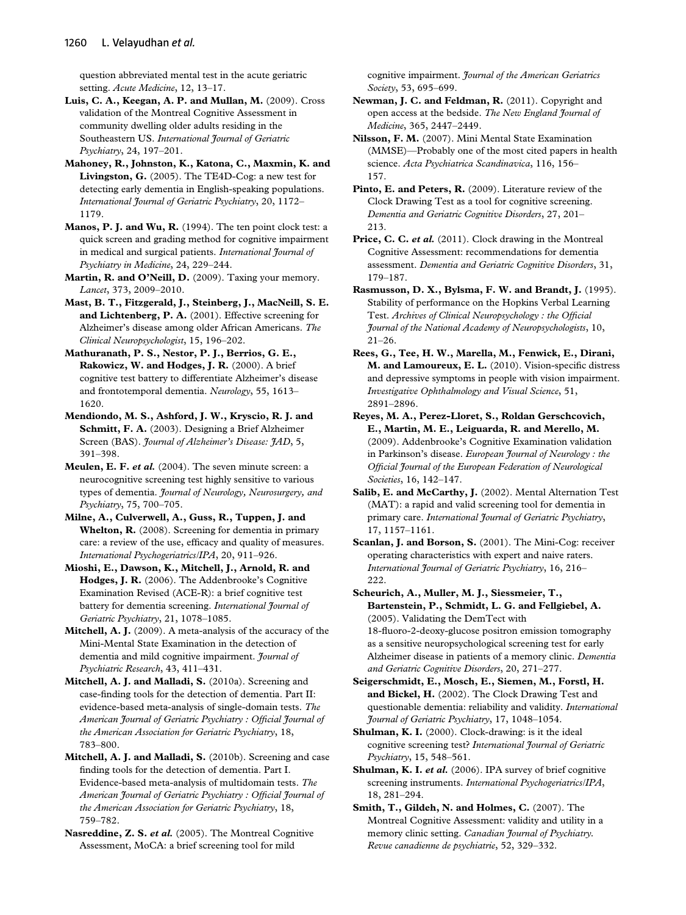question abbreviated mental test in the acute geriatric setting. *Acute Medicine*, 12, 13–17.

**Luis, C. A., Keegan, A. P. and Mullan, M.** (2009). Cross validation of the Montreal Cognitive Assessment in community dwelling older adults residing in the Southeastern US. *International Journal of Geriatric Psychiatry*, 24, 197–201.

**Mahoney, R., Johnston, K., Katona, C., Maxmin, K. and Livingston, G.** (2005). The TE4D-Cog: a new test for detecting early dementia in English-speaking populations. *International Journal of Geriatric Psychiatry*, 20, 1172–1179.

**Manos, P. J. and Wu, R.** (1994). The ten point clock test: a quick screen and grading method for cognitive impairment in medical and surgical patients. *International Journal of Psychiatry in Medicine*, 24, 229–244.

**Martin, R. and O'Neill, D.** (2009). Taxing your memory. *Lancet*, 373, 2009–2010.

**Mast, B. T., Fitzgerald, J., Steinberg, J., MacNeill, S. E. and Lichtenberg, P. A.** (2001). Effective screening for Alzheimer's disease among older African Americans. *The Clinical Neuropsychologist*, 15, 196–202.

**Mathuranath, P. S., Nestor, P. J., Berrios, G. E., Rakowicz, W. and Hodges, J. R.** (2000). A brief cognitive test battery to differentiate Alzheimer's disease and frontotemporal dementia. *Neurology*, 55, 1613–1620.

**Mendiondo, M. S., Ashford, J. W., Kryscio, R. J. and Schmitt, F. A.** (2003). Designing a Brief Alzheimer Screen (BAS). *Journal of Alzheimer's Disease: JAD*, 5, 391–398.

**Meulen, E. F. *et al.*** (2004). The seven minute screen: a neurocognitive screening test highly sensitive to various types of dementia. *Journal of Neurology, Neurosurgery, and Psychiatry*, 75, 700–705.

**Milne, A., Culverwell, A., Guss, R., Tuppen, J. and Whelton, R.** (2008). Screening for dementia in primary care: a review of the use, efficacy and quality of measures. *International Psychogeriatrics/IPA*, 20, 911–926.

**Mioshi, E., Dawson, K., Mitchell, J., Arnold, R. and Hodges, J. R.** (2006). The Addenbrooke's Cognitive Examination Revised (ACE-R): a brief cognitive test battery for dementia screening. *International Journal of Geriatric Psychiatry*, 21, 1078–1085.

**Mitchell, A. J.** (2009). A meta-analysis of the accuracy of the Mini-Mental State Examination in the detection of dementia and mild cognitive impairment. *Journal of Psychiatric Research*, 43, 411–431.

**Mitchell, A. J. and Malladi, S.** (2010a). Screening and case-finding tools for the detection of dementia. Part II: evidence-based meta-analysis of single-domain tests. *The American Journal of Geriatric Psychiatry : Official Journal of the American Association for Geriatric Psychiatry*, 18, 783–800.

**Mitchell, A. J. and Malladi, S.** (2010b). Screening and case finding tools for the detection of dementia. Part I. Evidence-based meta-analysis of multidomain tests. *The American Journal of Geriatric Psychiatry : Official Journal of the American Association for Geriatric Psychiatry*, 18, 759–782.

**Nasreddine, Z. S. *et al.*** (2005). The Montreal Cognitive Assessment, MoCA: a brief screening tool for mild cognitive impairment. *Journal of the American Geriatrics Society*, 53, 695–699.

**Newman, J. C. and Feldman, R.** (2011). Copyright and open access at the bedside. *The New England Journal of Medicine*, 365, 2447–2449.

**Nilsson, F. M.** (2007). Mini Mental State Examination (MMSE)—Probably one of the most cited papers in health science. *Acta Psychiatrica Scandinavica*, 116, 156–157.

**Pinto, E. and Peters, R.** (2009). Literature review of the Clock Drawing Test as a tool for cognitive screening. *Dementia and Geriatric Cognitive Disorders*, 27, 201–213.

**Price, C. C. *et al.*** (2011). Clock drawing in the Montreal Cognitive Assessment: recommendations for dementia assessment. *Dementia and Geriatric Cognitive Disorders*, 31, 179–187.

**Rasmusson, D. X., Bylsma, F. W. and Brandt, J.** (1995). Stability of performance on the Hopkins Verbal Learning Test. *Archives of Clinical Neuropsychology : the Official Journal of the National Academy of Neuropsychologists*, 10, 21–26.

**Rees, G., Tee, H. W., Marella, M., Fenwick, E., Dirani, M. and Lamoureux, E. L.** (2010). Vision-specific distress and depressive symptoms in people with vision impairment. *Investigative Ophthalmology and Visual Science*, 51, 2891–2896.

**Reyes, M. A., Perez-Lloret, S., Roldan Gerschcovich, E., Martin, M. E., Leiguarda, R. and Merello, M.** (2009). Addenbrooke's Cognitive Examination validation in Parkinson's disease. *European Journal of Neurology : the Official Journal of the European Federation of Neurological Societies*, 16, 142–147.

**Salib, E. and McCarthy, J.** (2002). Mental Alternation Test (MAT): a rapid and valid screening tool for dementia in primary care. *International Journal of Geriatric Psychiatry*, 17, 1157–1161.

**Scanlan, J. and Borson, S.** (2001). The Mini-Cog: receiver operating characteristics with expert and naive raters. *International Journal of Geriatric Psychiatry*, 16, 216–222.

**Scheurich, A., Muller, M. J., Siessmeier, T., Bartenstein, P., Schmidt, L. G. and Fellgiebel, A.** (2005). Validating the DemTect with 18-fluoro-2-deoxy-glucose positron emission tomography as a sensitive neuropsychological screening test for early Alzheimer disease in patients of a memory clinic. *Dementia and Geriatric Cognitive Disorders*, 20, 271–277.

**Seigerschmidt, E., Mosch, E., Siemen, M., Forstl, H. and Bickel, H.** (2002). The Clock Drawing Test and questionable dementia: reliability and validity. *International Journal of Geriatric Psychiatry*, 17, 1048–1054.

**Shulman, K. I.** (2000). Clock-drawing: is it the ideal cognitive screening test? *International Journal of Geriatric Psychiatry*, 15, 548–561.

**Shulman, K. I. *et al.*** (2006). IPA survey of brief cognitive screening instruments. *International Psychogeriatrics/IPA*, 18, 281–294.

**Smith, T., Gildeh, N. and Holmes, C.** (2007). The Montreal Cognitive Assessment: validity and utility in a memory clinic setting. *Canadian Journal of Psychiatry. Revue canadienne de psychiatrie*, 52, 329–332.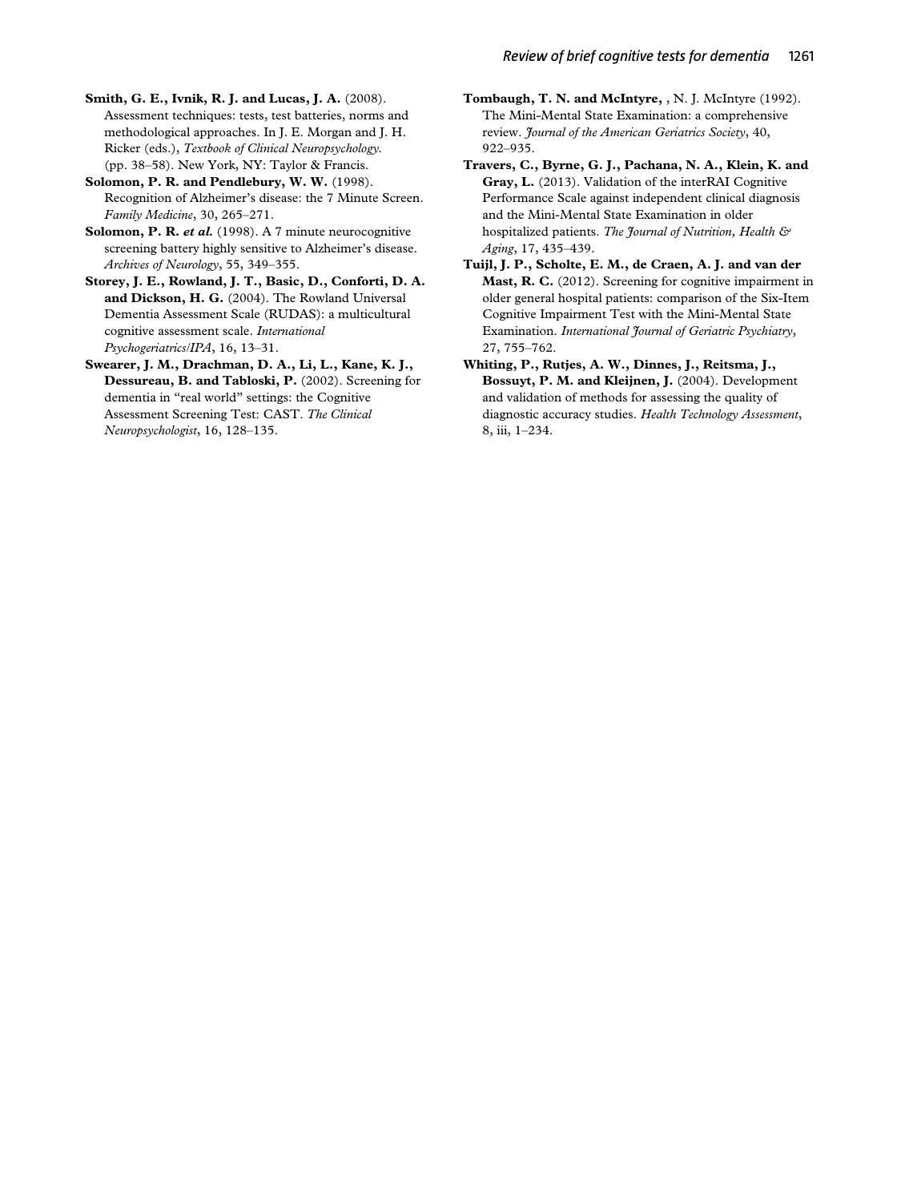**Smith, G. E., Ivnik, R. J. and Lucas, J. A.** (2008). Assessment techniques: tests, test batteries, norms and methodological approaches. In J. E. Morgan and J. H. Ricker (eds.), *Textbook of Clinical Neuropsychology*. (pp. 38–58). New York, NY: Taylor & Francis.

**Solomon, P. R. and Pendlebury, W. W.** (1998). Recognition of Alzheimer's disease: the 7 Minute Screen. *Family Medicine*, 30, 265–271.

**Solomon, P. R.** ***et al.*** (1998). A 7 minute neurocognitive screening battery highly sensitive to Alzheimer's disease. *Archives of Neurology*, 55, 349–355.

**Storey, J. E., Rowland, J. T., Basic, D., Conforti, D. A. and Dickson, H. G.** (2004). The Rowland Universal Dementia Assessment Scale (RUDAS): a multicultural cognitive assessment scale. *International Psychogeriatrics/IPA*, 16, 13–31.

**Swearer, J. M., Drachman, D. A., Li, L., Kane, K. J., Dessureau, B. and Tabloski, P.** (2002). Screening for dementia in "real world" settings: the Cognitive Assessment Screening Test: CAST. *The Clinical Neuropsychologist*, 16, 128–135.

**Tombaugh, T. N. and McIntyre,** , N. J. McIntyre (1992). The Mini-Mental State Examination: a comprehensive review. *Journal of the American Geriatrics Society*, 40, 922–935.

**Travers, C., Byrne, G. J., Pachana, N. A., Klein, K. and Gray, L.** (2013). Validation of the interRAI Cognitive Performance Scale against independent clinical diagnosis and the Mini-Mental State Examination in older hospitalized patients. *The Journal of Nutrition, Health & Aging*, 17, 435–439.

**Tuijl, J. P., Scholte, E. M., de Craen, A. J. and van der Mast, R. C.** (2012). Screening for cognitive impairment in older general hospital patients: comparison of the Six-Item Cognitive Impairment Test with the Mini-Mental State Examination. *International Journal of Geriatric Psychiatry*, 27, 755–762.

**Whiting, P., Rutjes, A. W., Dinnes, J., Reitsma, J., Bossuyt, P. M. and Kleijnen, J.** (2004). Development and validation of methods for assessing the quality of diagnostic accuracy studies. *Health Technology Assessment*, 8, iii, 1–234.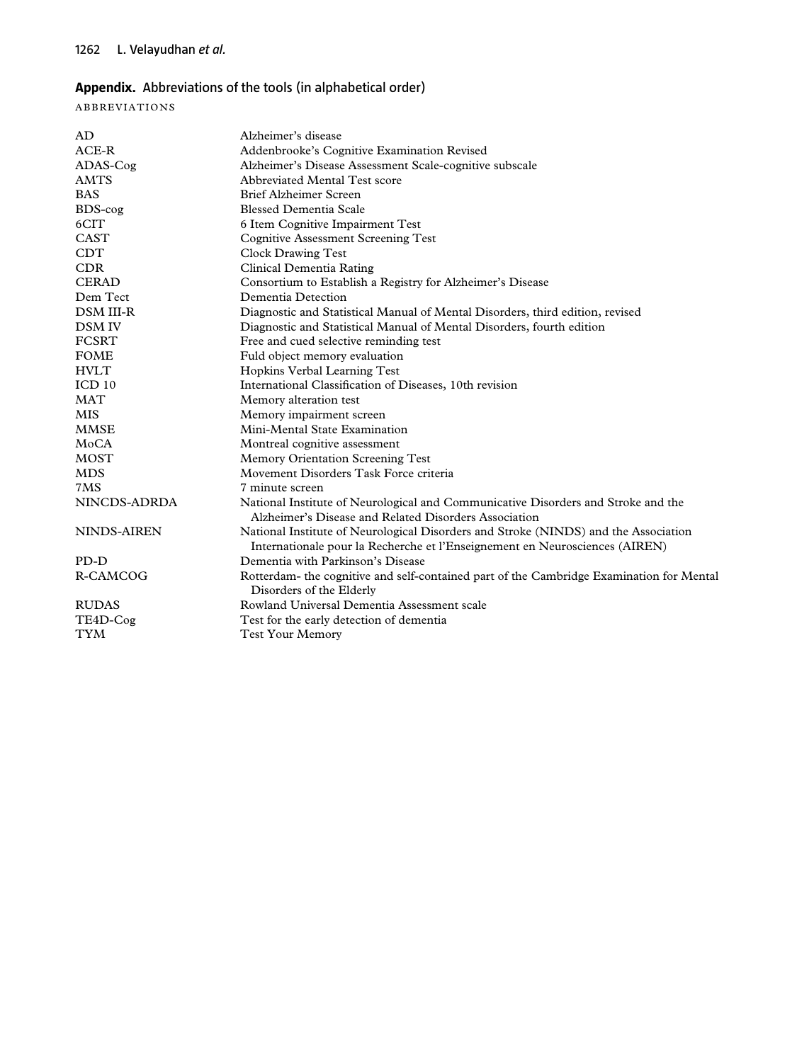## Appendix. Abbreviations of the tools (in alphabetical order)

ABBREVIATIONS

| | |
|---|---|
| AD | Alzheimer's disease |
| ACE-R | Addenbrooke's Cognitive Examination Revised |
| ADAS-Cog | Alzheimer's Disease Assessment Scale-cognitive subscale |
| AMTS | Abbreviated Mental Test score |
| BAS | Brief Alzheimer Screen |
| BDS-cog | Blessed Dementia Scale |
| 6CIT | 6 Item Cognitive Impairment Test |
| CAST | Cognitive Assessment Screening Test |
| CDT | Clock Drawing Test |
| CDR | Clinical Dementia Rating |
| CERAD | Consortium to Establish a Registry for Alzheimer's Disease |
| Dem Tect | Dementia Detection |
| DSM III-R | Diagnostic and Statistical Manual of Mental Disorders, third edition, revised |
| DSM IV | Diagnostic and Statistical Manual of Mental Disorders, fourth edition |
| FCSRT | Free and cued selective reminding test |
| FOME | Fuld object memory evaluation |
| HVLT | Hopkins Verbal Learning Test |
| ICD 10 | International Classification of Diseases, 10th revision |
| MAT | Memory alteration test |
| MIS | Memory impairment screen |
| MMSE | Mini-Mental State Examination |
| MoCA | Montreal cognitive assessment |
| MOST | Memory Orientation Screening Test |
| MDS | Movement Disorders Task Force criteria |
| 7MS | 7 minute screen |
| NINCDS-ADRDA | National Institute of Neurological and Communicative Disorders and Stroke and the Alzheimer's Disease and Related Disorders Association |
| NINDS-AIREN | National Institute of Neurological Disorders and Stroke (NINDS) and the Association Internationale pour la Recherche et l'Enseignement en Neurosciences (AIREN) |
| PD-D | Dementia with Parkinson's Disease |
| R-CAMCOG | Rotterdam- the cognitive and self-contained part of the Cambridge Examination for Mental Disorders of the Elderly |
| RUDAS | Rowland Universal Dementia Assessment scale |
| TE4D-Cog | Test for the early detection of dementia |
| TYM | Test Your Memory |